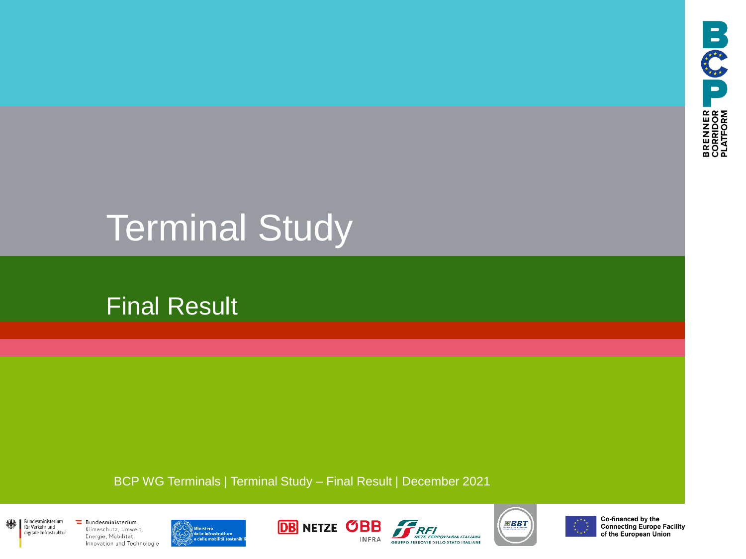# Terminal Study

## Final Result

BCP WG Terminals | Terminal Study – Final Result | December 2021

BRENNER CORRIDOR PLATFORM

Bundesministerium für Verkehr und digitale Infrastruktur

Bundesministerium Klimaschutz, Umwelt, Energie, Mobilität, Innovation und Technologie

Ministero delle infrastrutture e della mobilità sostenibili

DB NETZE

ÖBB INFRA

RFI RETE FERROVIARIA ITALIANA GRUPPO FERROVIE DELLO STATO ITALIANE

BBT

Co-financed by the Connecting Europe Facility of the European Union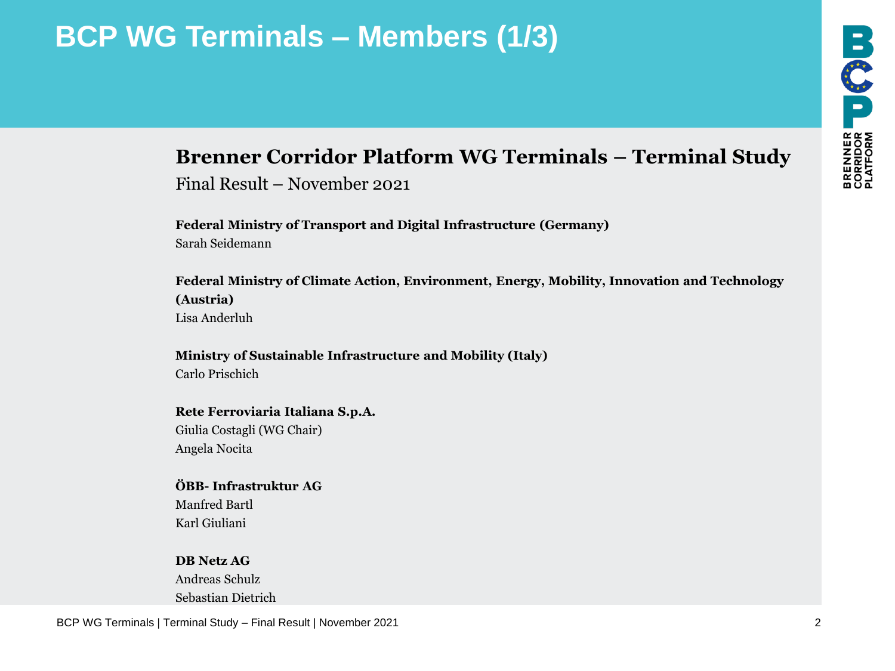# BCP WG Terminals – Members (1/3)

## Brenner Corridor Platform WG Terminals – Terminal Study

Final Result – November 2021

**Federal Ministry of Transport and Digital Infrastructure (Germany)**
Sarah Seidemann

**Federal Ministry of Climate Action, Environment, Energy, Mobility, Innovation and Technology (Austria)**
Lisa Anderluh

**Ministry of Sustainable Infrastructure and Mobility (Italy)**
Carlo Prischich

**Rete Ferroviaria Italiana S.p.A.**
Giulia Costagli (WG Chair)
Angela Nocita

**ÖBB- Infrastruktur AG**
Manfred Bartl
Karl Giuliani

**DB Netz AG**
Andreas Schulz
Sebastian Dietrich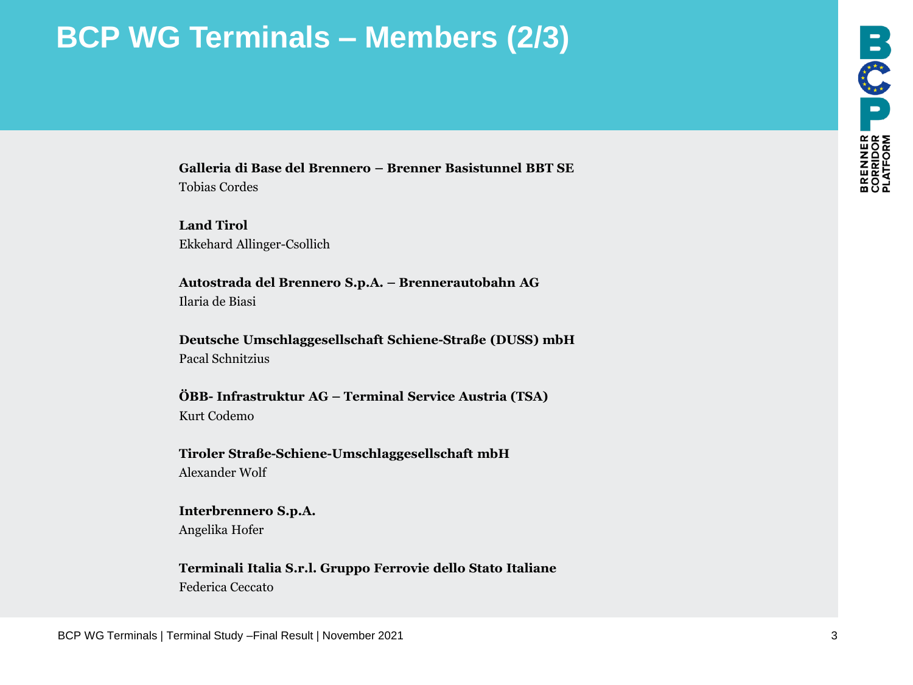# BCP WG Terminals – Members (2/3)

**Galleria di Base del Brennero – Brenner Basistunnel BBT SE**
Tobias Cordes

**Land Tirol**
Ekkehard Allinger-Csollich

**Autostrada del Brennero S.p.A. – Brennerautobahn AG**
Ilaria de Biasi

**Deutsche Umschlaggesellschaft Schiene-Straße (DUSS) mbH**
Pacal Schnitzius

**ÖBB- Infrastruktur AG – Terminal Service Austria (TSA)**
Kurt Codemo

**Tiroler Straße-Schiene-Umschlaggesellschaft mbH**
Alexander Wolf

**Interbrennero S.p.A.**
Angelika Hofer

**Terminali Italia S.r.l. Gruppo Ferrovie dello Stato Italiane**
Federica Ceccato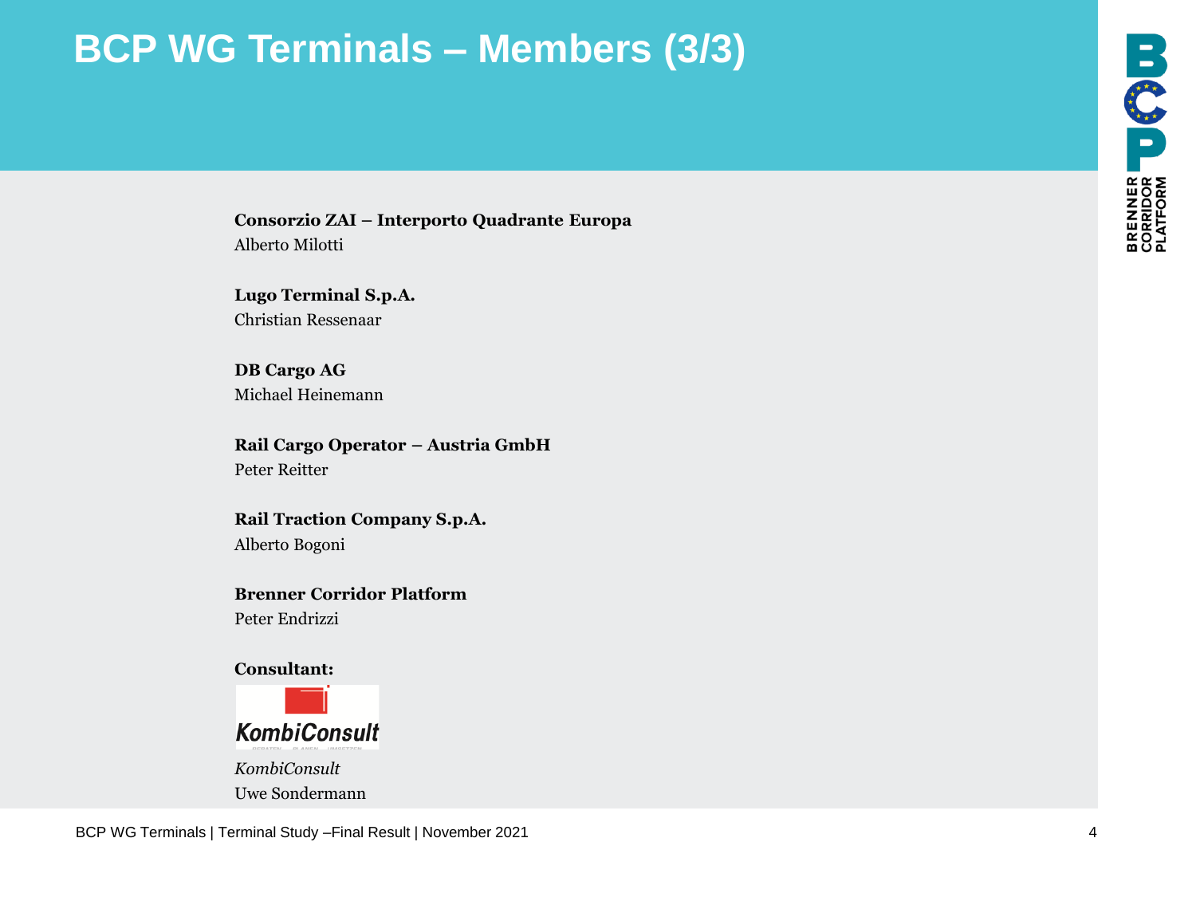# BCP WG Terminals – Members (3/3)

**Consorzio ZAI – Interporto Quadrante Europa**
Alberto Milotti

**Lugo Terminal S.p.A.**
Christian Ressenaar

**DB Cargo AG**
Michael Heinemann

**Rail Cargo Operator – Austria GmbH**
Peter Reitter

**Rail Traction Company S.p.A.**
Alberto Bogoni

**Brenner Corridor Platform**
Peter Endrizzi

**Consultant:**

KombiConsult

*KombiConsult*
Uwe Sondermann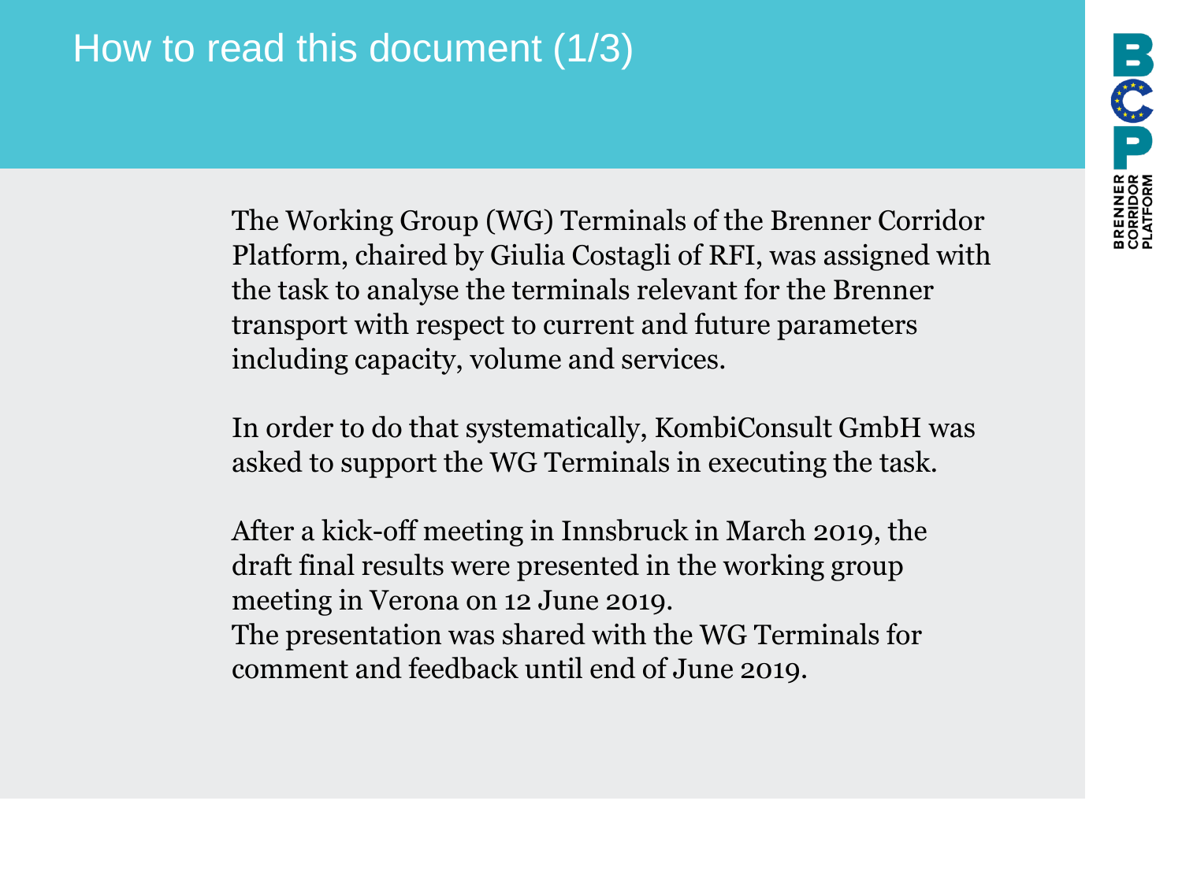# How to read this document (1/3)

The Working Group (WG) Terminals of the Brenner Corridor Platform, chaired by Giulia Costagli of RFI, was assigned with the task to analyse the terminals relevant for the Brenner transport with respect to current and future parameters including capacity, volume and services.

In order to do that systematically, KombiConsult GmbH was asked to support the WG Terminals in executing the task.

After a kick-off meeting in Innsbruck in March 2019, the draft final results were presented in the working group meeting in Verona on 12 June 2019.
The presentation was shared with the WG Terminals for comment and feedback until end of June 2019.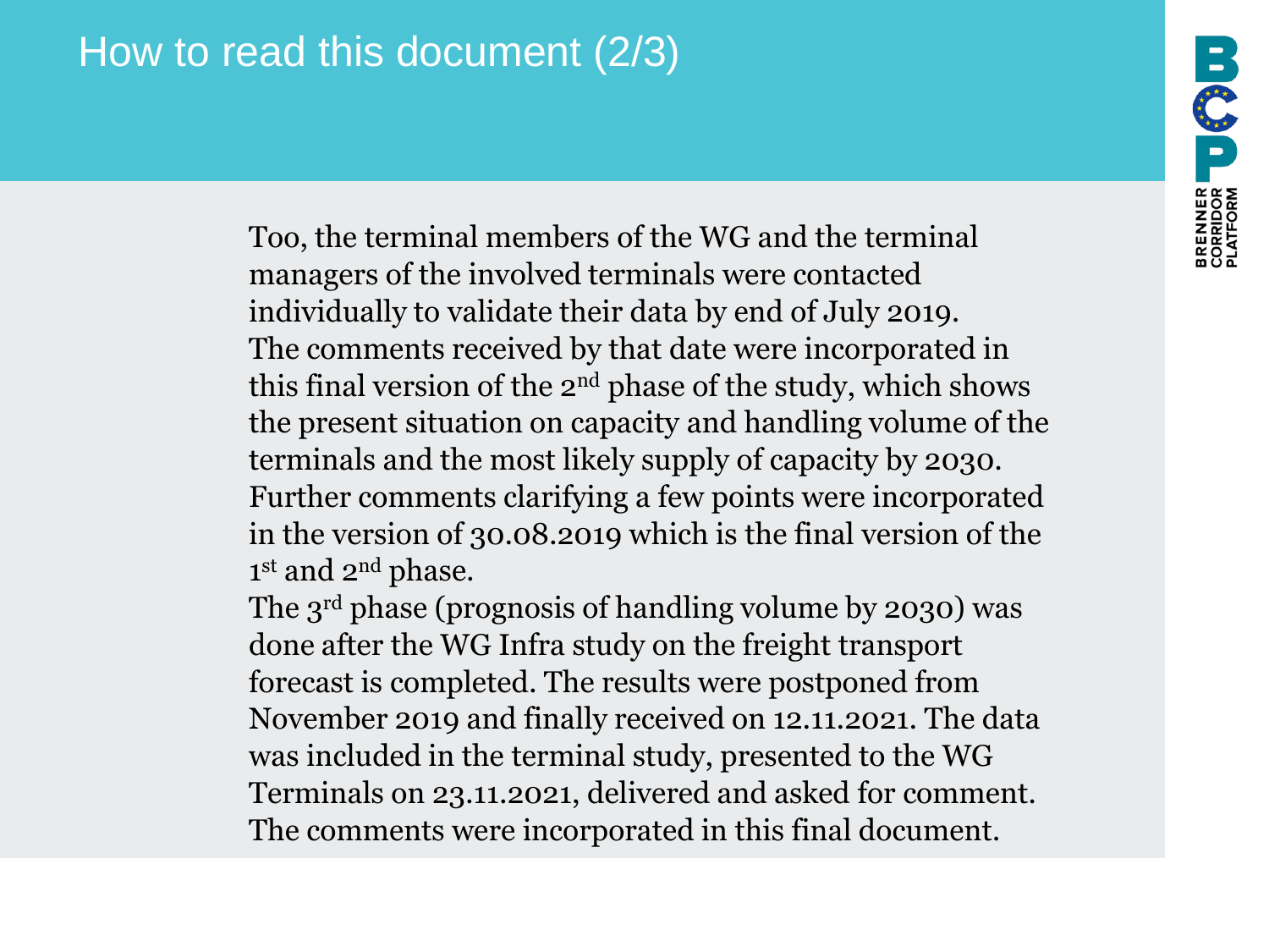# How to read this document (2/3)

Too, the terminal members of the WG and the terminal managers of the involved terminals were contacted individually to validate their data by end of July 2019. The comments received by that date were incorporated in this final version of the 2nd phase of the study, which shows the present situation on capacity and handling volume of the terminals and the most likely supply of capacity by 2030. Further comments clarifying a few points were incorporated in the version of 30.08.2019 which is the final version of the 1st and 2nd phase.

The 3rd phase (prognosis of handling volume by 2030) was done after the WG Infra study on the freight transport forecast is completed. The results were postponed from November 2019 and finally received on 12.11.2021. The data was included in the terminal study, presented to the WG Terminals on 23.11.2021, delivered and asked for comment. The comments were incorporated in this final document.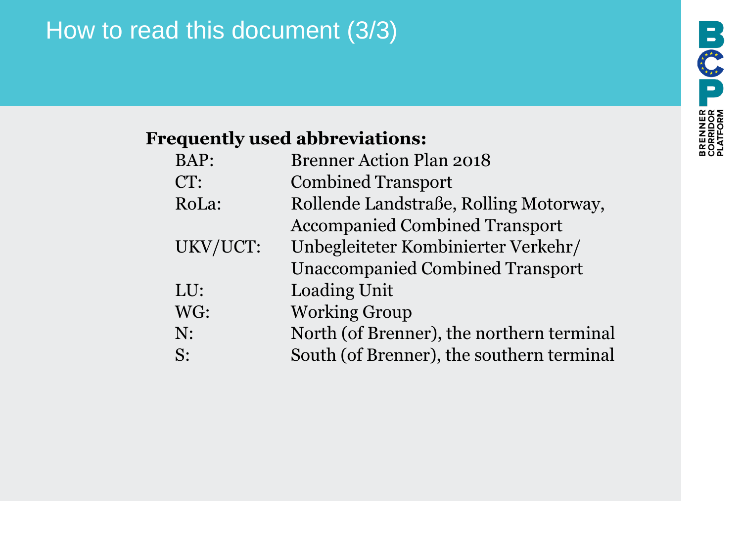# How to read this document (3/3)

**Frequently used abbreviations:**

| | |
|---|---|
| BAP: | Brenner Action Plan 2018 |
| CT: | Combined Transport |
| RoLa: | Rollende Landstraße, Rolling Motorway, Accompanied Combined Transport |
| UKV/UCT: | Unbegleiteter Kombinierter Verkehr/ Unaccompanied Combined Transport |
| LU: | Loading Unit |
| WG: | Working Group |
| N: | North (of Brenner), the northern terminal |
| S: | South (of Brenner), the southern terminal |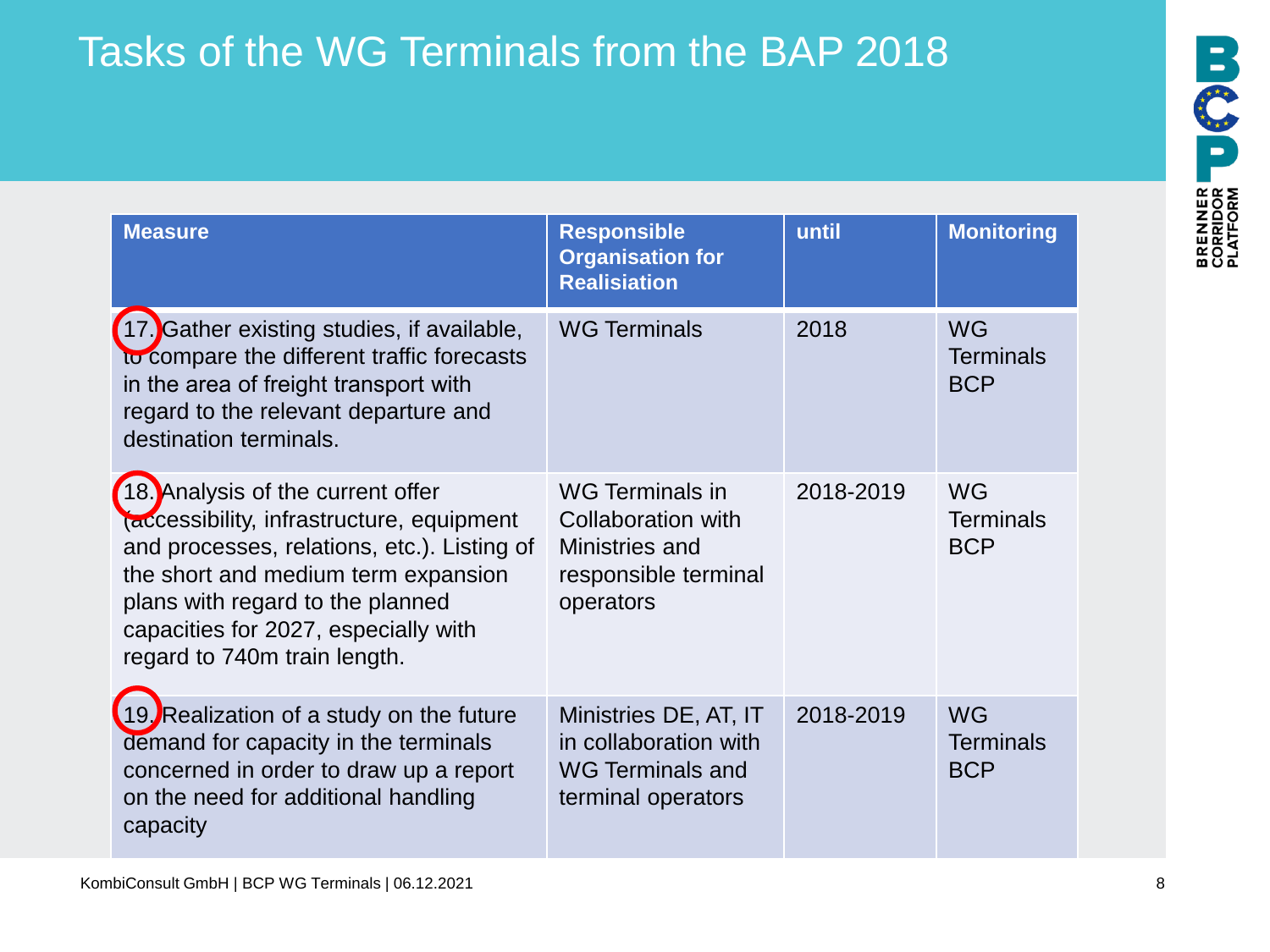# Tasks of the WG Terminals from the BAP 2018

| Measure | Responsible Organisation for Realisation | until | Monitoring |
|---|---|---|---|
| 17. Gather existing studies, if available, to compare the different traffic forecasts in the area of freight transport with regard to the relevant departure and destination terminals. | WG Terminals | 2018 | WG Terminals BCP |
| 18. Analysis of the current offer (accessibility, infrastructure, equipment and processes, relations, etc.). Listing of the short and medium term expansion plans with regard to the planned capacities for 2027, especially with regard to 740m train length. | WG Terminals in Collaboration with Ministries and responsible terminal operators | 2018-2019 | WG Terminals BCP |
| 19. Realization of a study on the future demand for capacity in the terminals concerned in order to draw up a report on the need for additional handling capacity | Ministries DE, AT, IT in collaboration with WG Terminals and terminal operators | 2018-2019 | WG Terminals BCP |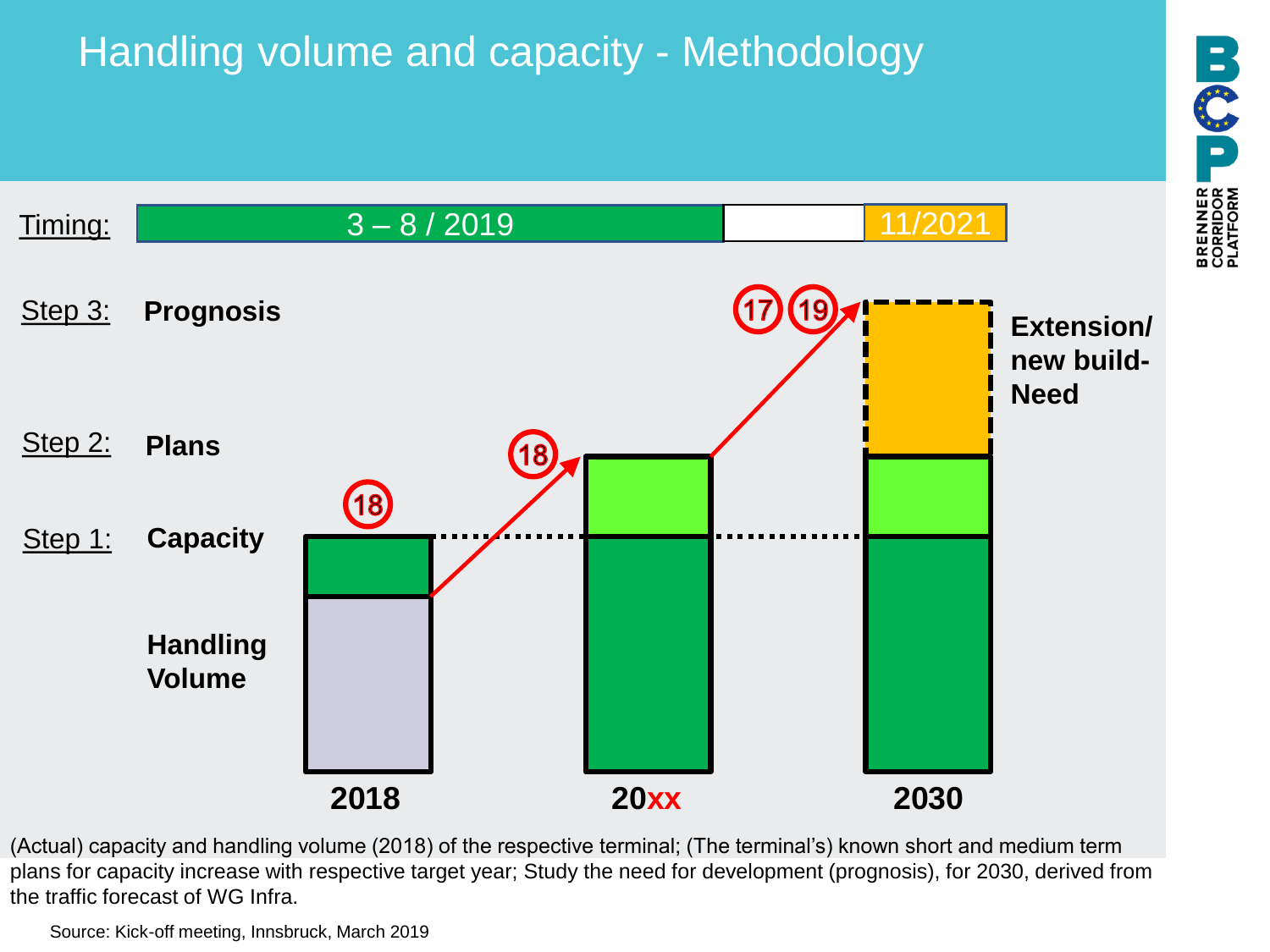# Handling volume and capacity - Methodology

Timing: 3 – 8 / 2019 | 11/2021

Step 3: **Prognosis**

Step 2: **Plans**

Step 1: **Capacity**

**Handling Volume**

**Extension/ new build- Need**

18 | 18 | 17 | 19

**2018** | **20xx** | **2030**

(Actual) capacity and handling volume (2018) of the respective terminal; (The terminal's) known short and medium term plans for capacity increase with respective target year; Study the need for development (prognosis), for 2030, derived from the traffic forecast of WG Infra.

Source: Kick-off meeting, Innsbruck, March 2019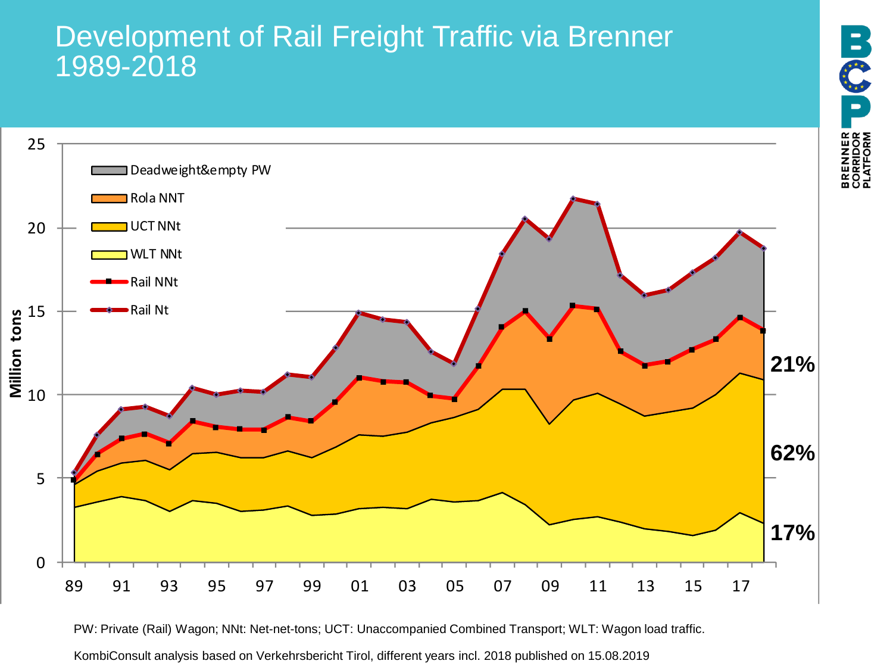# Development of Rail Freight Traffic via Brenner 1989-2018

BRENNER CORRIDOR PLATFORM

Million tons

- Deadweight&empty PW
- Rola NNT
- UCT NNt
- WLT NNt
- Rail NNt
- Rail Nt

21%

62%

17%

PW: Private (Rail) Wagon; NNt: Net-net-tons; UCT: Unaccompanied Combined Transport; WLT: Wagon load traffic.

KombiConsult analysis based on Verkehrsbericht Tirol, different years incl. 2018 published on 15.08.2019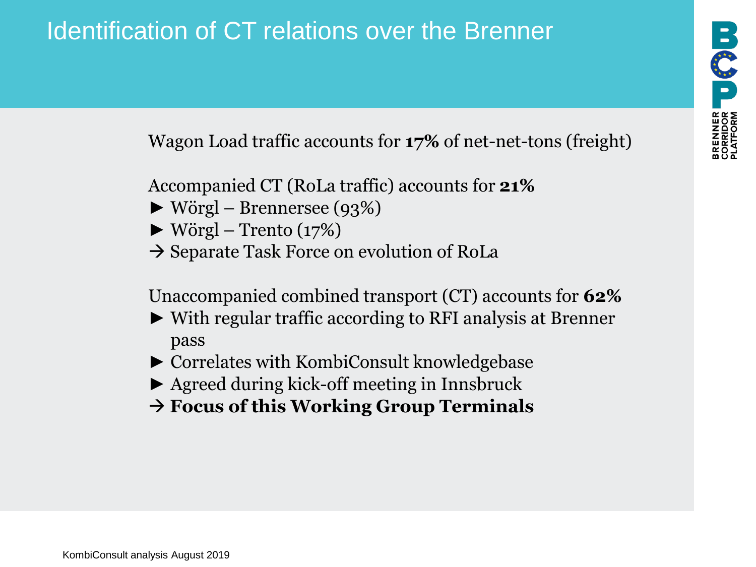# Identification of CT relations over the Brenner

Wagon Load traffic accounts for **17%** of net-net-tons (freight)

Accompanied CT (RoLa traffic) accounts for **21%**

- ► Wörgl – Brennersee (93%)
- ► Wörgl – Trento (17%)
- → Separate Task Force on evolution of RoLa

Unaccompanied combined transport (CT) accounts for **62%**

- ► With regular traffic according to RFI analysis at Brenner pass
- ► Correlates with KombiConsult knowledgebase
- ► Agreed during kick-off meeting in Innsbruck
- → **Focus of this Working Group Terminals**

KombiConsult analysis August 2019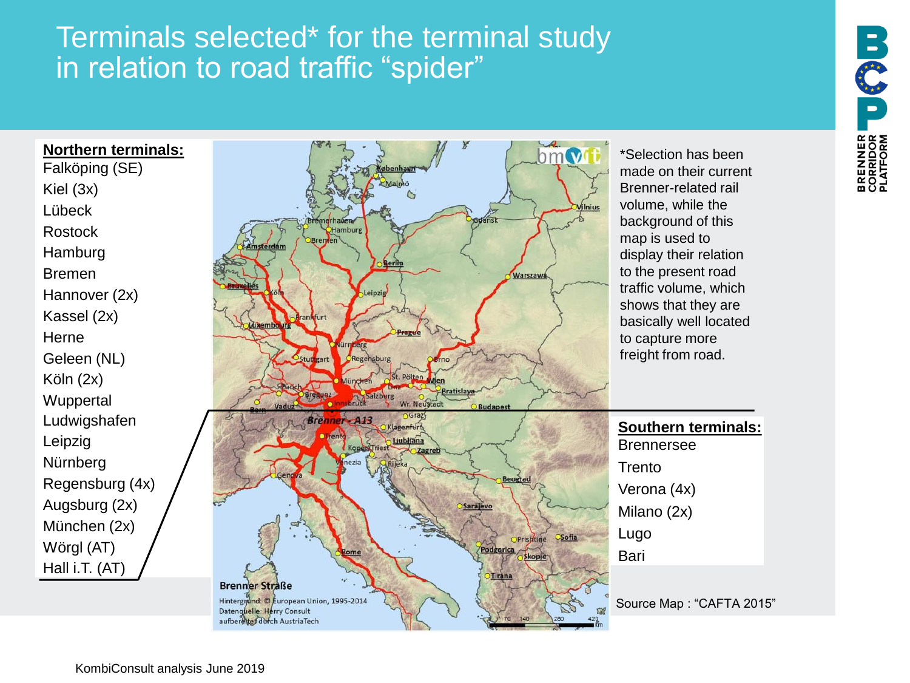# Terminals selected* for the terminal study in relation to road traffic "spider"

**Northern terminals:**

Falköping (SE)
Kiel (3x)
Lübeck
Rostock
Hamburg
Bremen
Hannover (2x)
Kassel (2x)
Herne
Geleen (NL)
Köln (2x)
Wuppertal
Ludwigshafen
Leipzig
Nürnberg
Regensburg (4x)
Augsburg (2x)
München (2x)
Wörgl (AT)
Hall i.T. (AT)

*Selection has been made on their current Brenner-related rail volume, while the background of this map is used to display their relation to the present road traffic volume, which shows that they are basically well located to capture more freight from road.

**Southern terminals:**

Brennersee
Trento
Verona (4x)
Milano (2x)
Lugo
Bari

Source Map : "CAFTA 2015"

KombiConsult analysis June 2019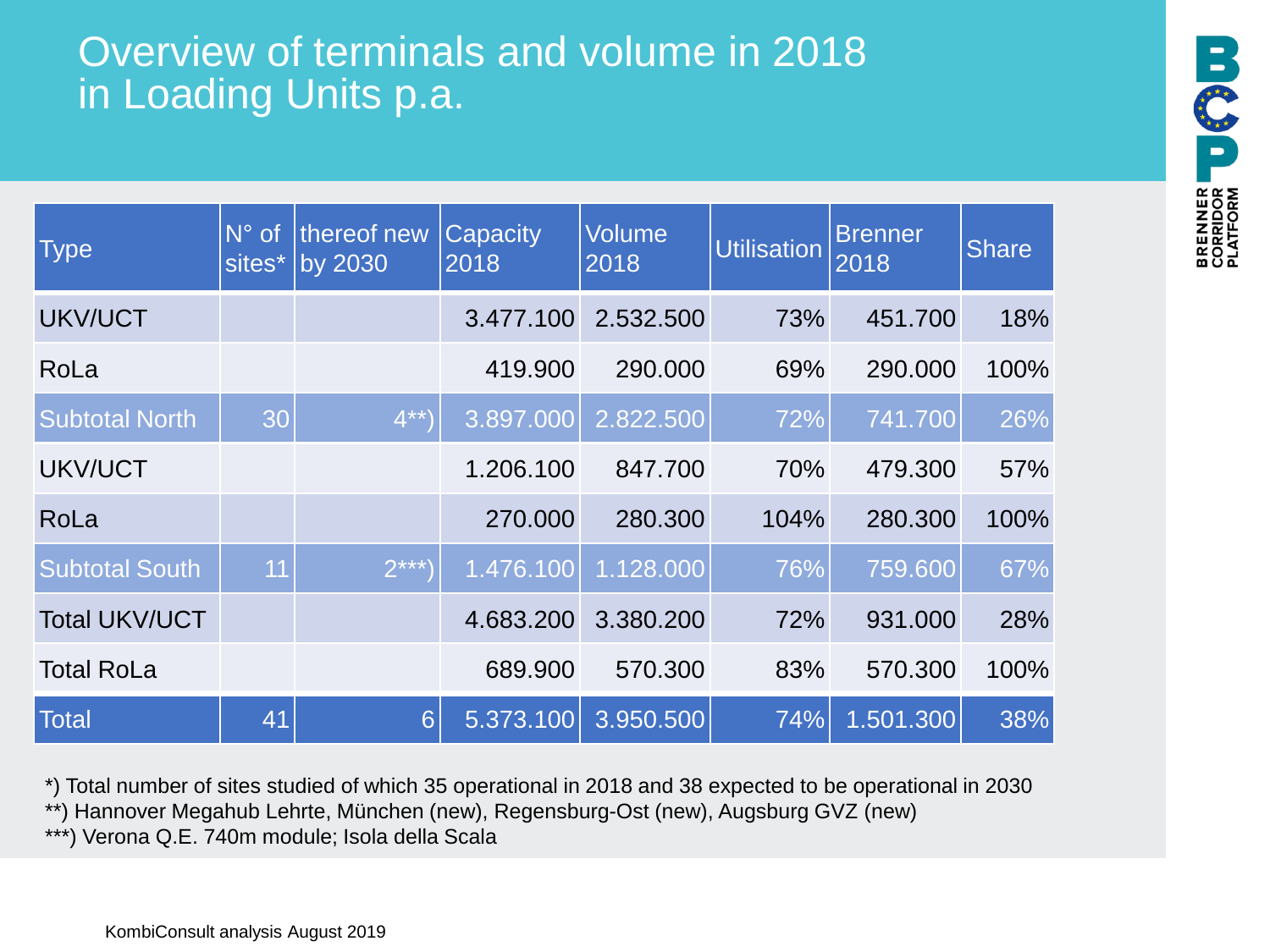# Overview of terminals and volume in 2018 in Loading Units p.a.

| Type | N° of sites* | thereof new by 2030 | Capacity 2018 | Volume 2018 | Utilisation | Brenner 2018 | Share |
|---|---|---|---|---|---|---|---|
| UKV/UCT | | | 3.477.100 | 2.532.500 | 73% | 451.700 | 18% |
| RoLa | | | 419.900 | 290.000 | 69% | 290.000 | 100% |
| Subtotal North | 30 | 4**) | 3.897.000 | 2.822.500 | 72% | 741.700 | 26% |
| UKV/UCT | | | 1.206.100 | 847.700 | 70% | 479.300 | 57% |
| RoLa | | | 270.000 | 280.300 | 104% | 280.300 | 100% |
| Subtotal South | 11 | 2***) | 1.476.100 | 1.128.000 | 76% | 759.600 | 67% |
| Total UKV/UCT | | | 4.683.200 | 3.380.200 | 72% | 931.000 | 28% |
| Total RoLa | | | 689.900 | 570.300 | 83% | 570.300 | 100% |
| Total | 41 | 6 | 5.373.100 | 3.950.500 | 74% | 1.501.300 | 38% |

*) Total number of sites studied of which 35 operational in 2018 and 38 expected to be operational in 2030

**) Hannover Megahub Lehrte, München (new), Regensburg-Ost (new), Augsburg GVZ (new)

***) Verona Q.E. 740m module; Isola della Scala

KombiConsult analysis August 2019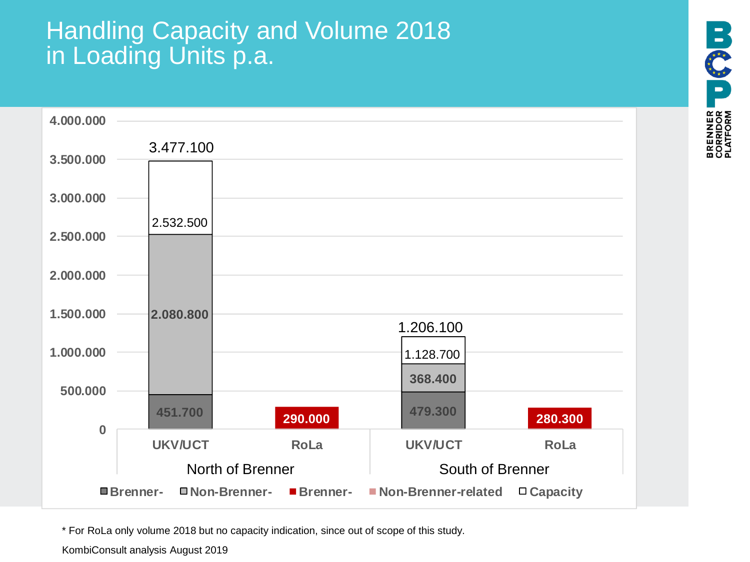# Handling Capacity and Volume 2018 in Loading Units p.a.

| | North of Brenner – UKV/UCT | North of Brenner – RoLa | South of Brenner – UKV/UCT | South of Brenner – RoLa |
|---|---|---|---|---|
| Brenner-related (UKV/UCT) | 451.700 | | 479.300 | |
| Non-Brenner-related (UKV/UCT) | 2.080.800 | | 368.400 | |
| Brenner-related (RoLa) | | 290.000 | | 280.300 |
| Volume total | 2.532.500 | | 1.128.700 | |
| Capacity | 3.477.100 | | 1.206.100 | |

Legend: Brenner- / Non-Brenner- / Brenner- / Non-Brenner-related / Capacity

\* For RoLa only volume 2018 but no capacity indication, since out of scope of this study.

KombiConsult analysis August 2019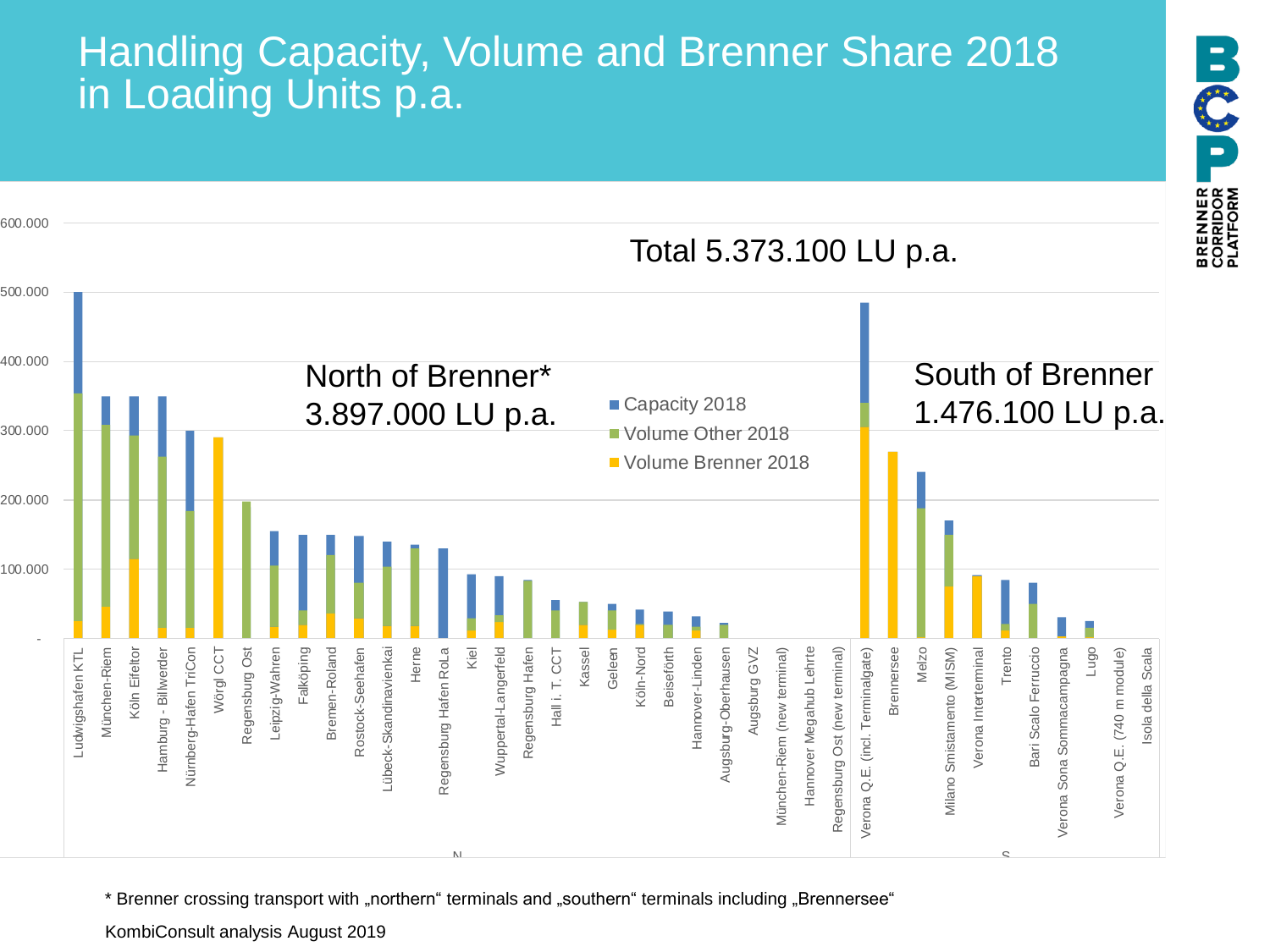# Handling Capacity, Volume and Brenner Share 2018 in Loading Units p.a.

Total 5.373.100 LU p.a.

North of Brenner* 3.897.000 LU p.a.

South of Brenner 1.476.100 LU p.a.

- Capacity 2018
- Volume Other 2018
- Volume Brenner 2018

Y-axis: - | 100.000 | 200.000 | 300.000 | 400.000 | 500.000 | 600.000

N: Ludwigshafen KTL, München-Riem, Köln Eifeltor, Hamburg - Billwerder, Nürnberg-Hafen TriCon, Wörgl CCT, Regensburg Ost, Leipzig-Wahren, Falköping, Bremen-Roland, Rostock-Seehafen, Lübeck-Skandinavienkai, Herne, Regensburg Hafen RoLa, Kiel, Wuppertal-Langerfeld, Regensburg Hafen, Hall i. T. CCT, Kassel, Geleen, Köln-Nord, Beiseförth, Hannover-Linden, Augsburg-Oberhausen, Augsburg GVZ, München-Riem (new terminal), Hannover Megahub Lehrte, Regensburg Ost (new terminal)

S: Verona Q.E. (incl. Terminalgate), Brennersee, Melzo, Milano Smistamento (MISM), Verona Interterminal, Trento, Bari Scalo Ferruccio, Verona Sona Sommacampagna, Lugo, Verona Q.E. (740 m module), Isola della Scala

\* Brenner crossing transport with „northern“ terminals and „southern“ terminals including „Brennersee“

KombiConsult analysis August 2019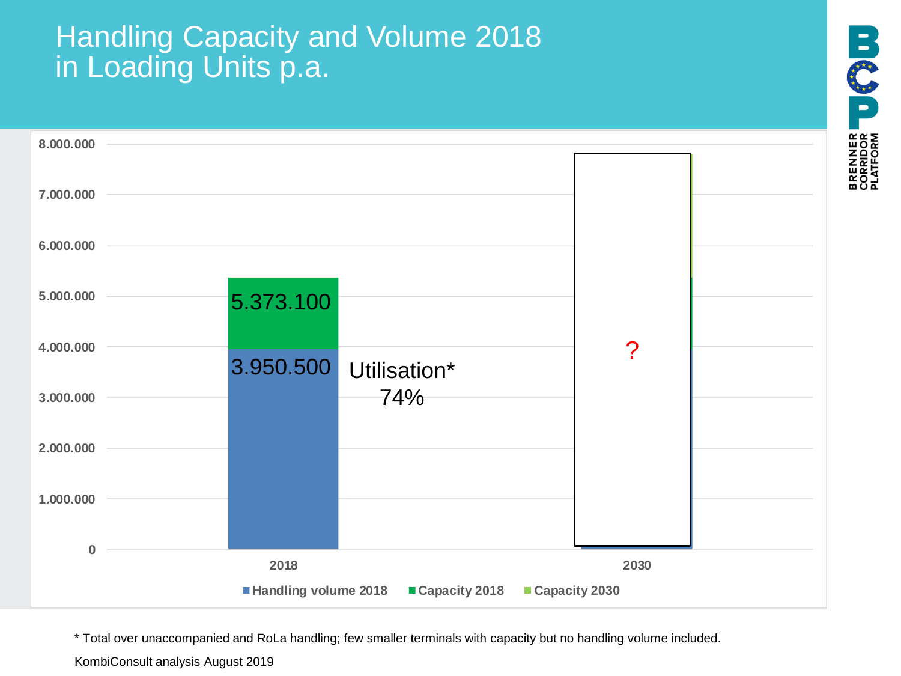# Handling Capacity and Volume 2018 in Loading Units p.a.

| | Handling volume 2018 | Capacity 2018 | Capacity 2030 |
|---|---|---|---|
| 2018 | 3.950.500 | 5.373.100 | |
| 2030 | | | ? |

Utilisation* 74%

* Total over unaccompanied and RoLa handling; few smaller terminals with capacity but no handling volume included.

KombiConsult analysis August 2019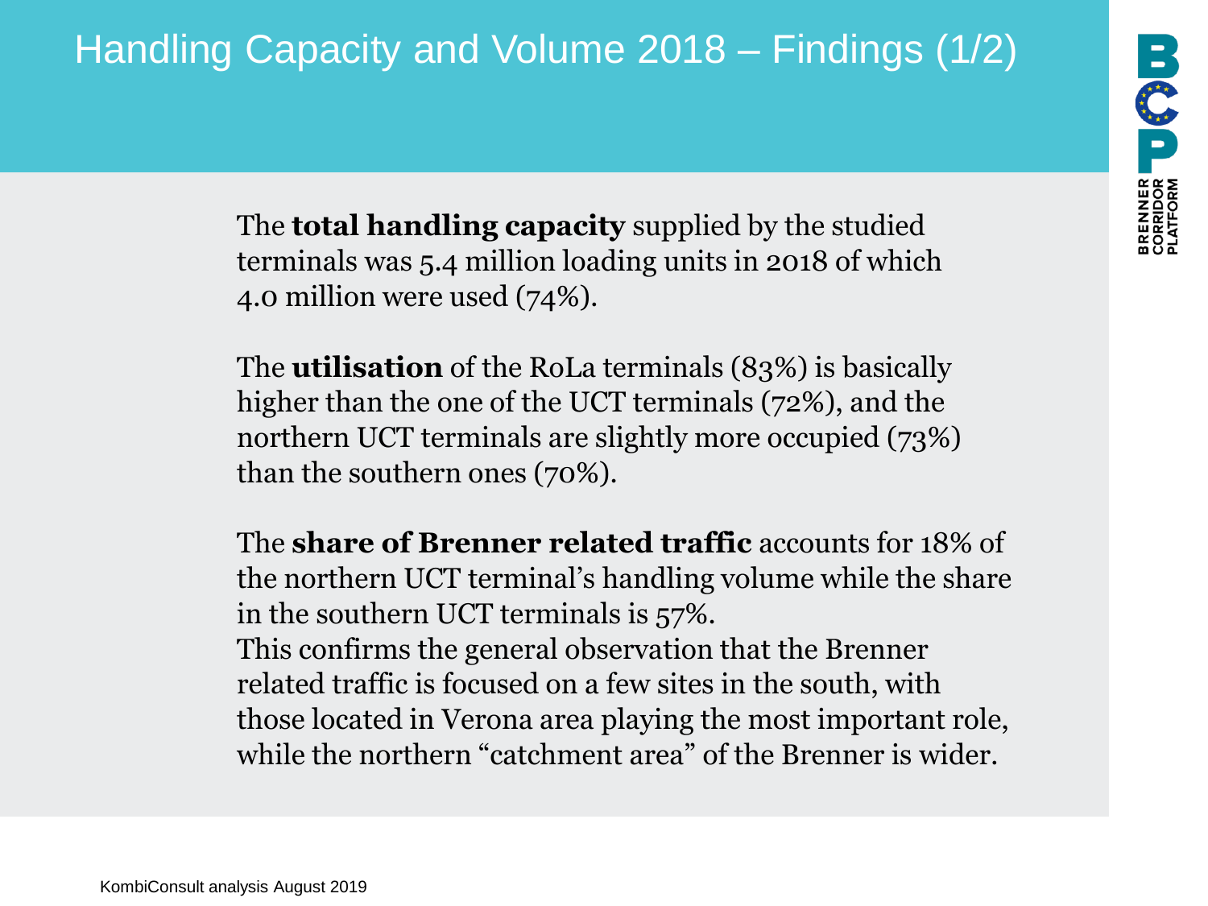# Handling Capacity and Volume 2018 – Findings (1/2)

The **total handling capacity** supplied by the studied terminals was 5.4 million loading units in 2018 of which 4.0 million were used (74%).

The **utilisation** of the RoLa terminals (83%) is basically higher than the one of the UCT terminals (72%), and the northern UCT terminals are slightly more occupied (73%) than the southern ones (70%).

The **share of Brenner related traffic** accounts for 18% of the northern UCT terminal's handling volume while the share in the southern UCT terminals is 57%.
This confirms the general observation that the Brenner related traffic is focused on a few sites in the south, with those located in Verona area playing the most important role, while the northern "catchment area" of the Brenner is wider.

KombiConsult analysis August 2019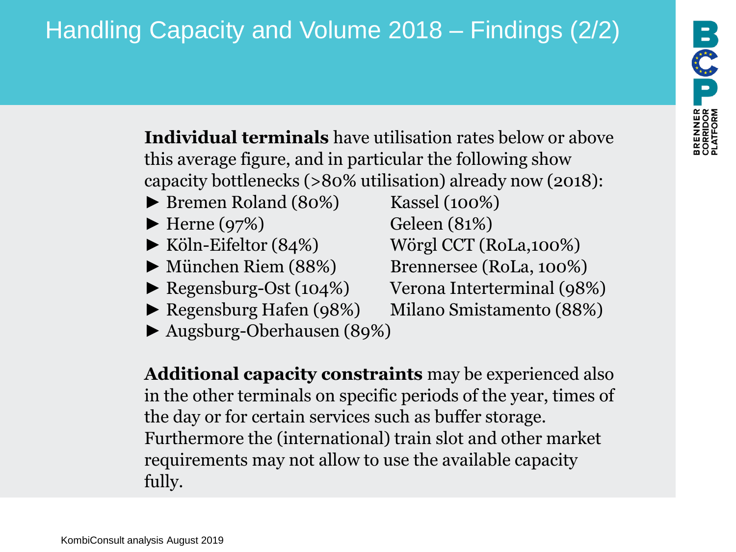# Handling Capacity and Volume 2018 – Findings (2/2)

**Individual terminals** have utilisation rates below or above this average figure, and in particular the following show capacity bottlenecks (>80% utilisation) already now (2018):

- Bremen Roland (80%)
- Herne (97%)
- Köln-Eifeltor (84%)
- München Riem (88%)
- Regensburg-Ost (104%)
- Regensburg Hafen (98%)
- Augsburg-Oberhausen (89%)
- Kassel (100%)
- Geleen (81%)
- Wörgl CCT (RoLa,100%)
- Brennersee (RoLa, 100%)
- Verona Interterminal (98%)
- Milano Smistamento (88%)

**Additional capacity constraints** may be experienced also in the other terminals on specific periods of the year, times of the day or for certain services such as buffer storage. Furthermore the (international) train slot and other market requirements may not allow to use the available capacity fully.

KombiConsult analysis August 2019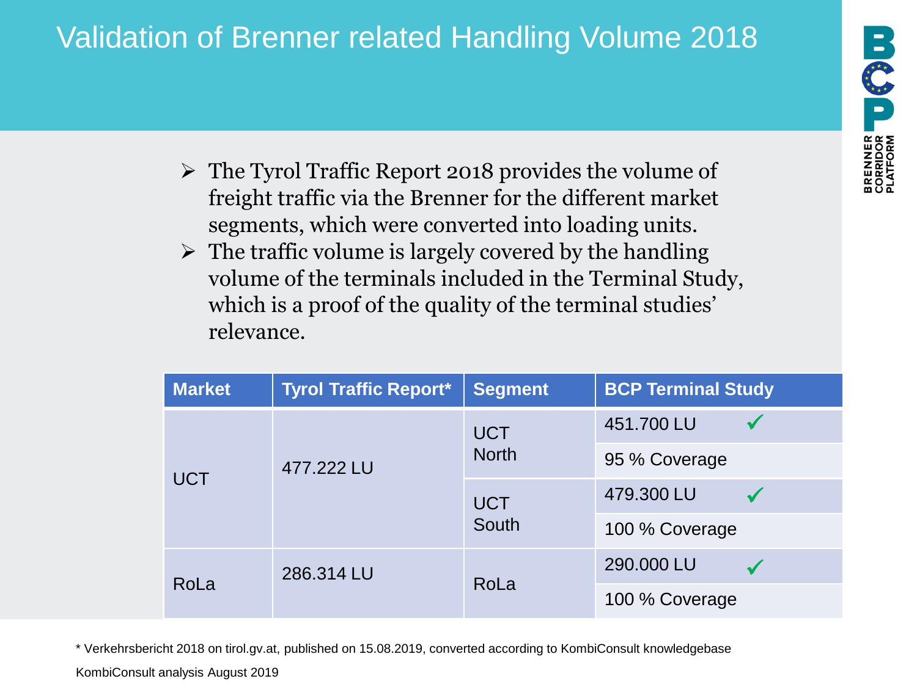# Validation of Brenner related Handling Volume 2018

- The Tyrol Traffic Report 2018 provides the volume of freight traffic via the Brenner for the different market segments, which were converted into loading units.
- The traffic volume is largely covered by the handling volume of the terminals included in the Terminal Study, which is a proof of the quality of the terminal studies' relevance.

| Market | Tyrol Traffic Report* | Segment | BCP Terminal Study |
|---|---|---|---|
| UCT | 477.222 LU | UCT North | 451.700 LU ✓ |
| | | | 95 % Coverage |
| | | UCT South | 479.300 LU ✓ |
| | | | 100 % Coverage |
| RoLa | 286.314 LU | RoLa | 290.000 LU ✓ |
| | | | 100 % Coverage |

* Verkehrsbericht 2018 on tirol.gv.at, published on 15.08.2019, converted according to KombiConsult knowledgebase

KombiConsult analysis August 2019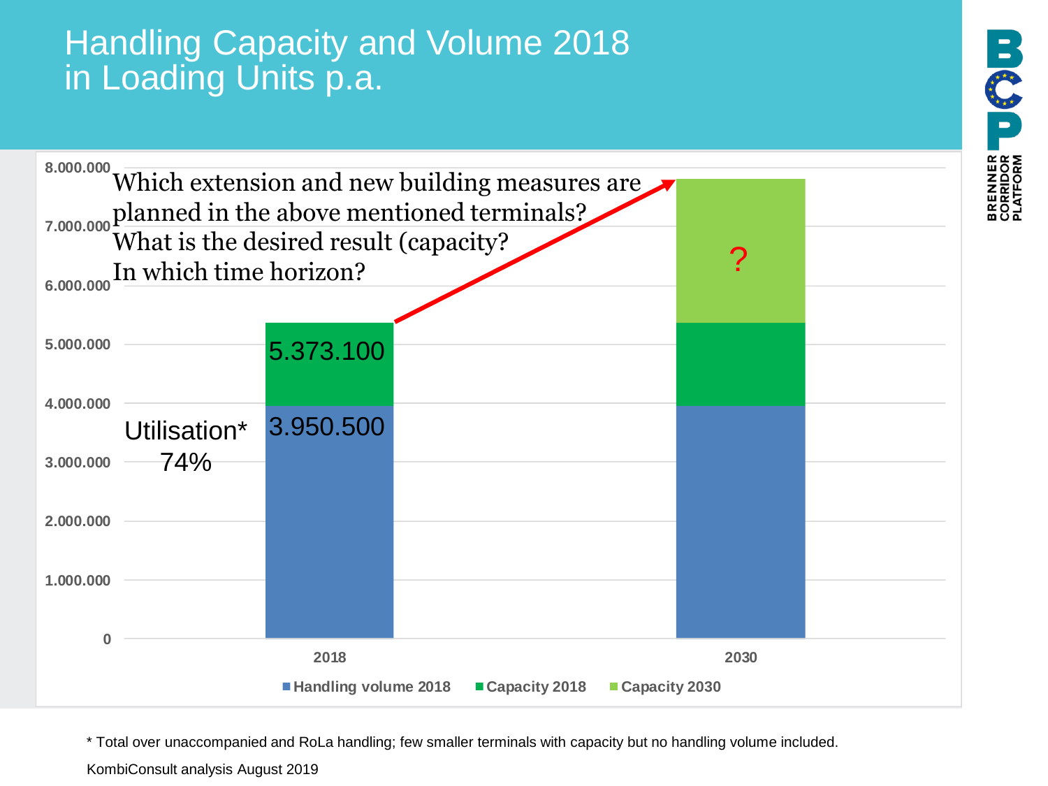# Handling Capacity and Volume 2018 in Loading Units p.a.

Which extension and new building measures are planned in the above mentioned terminals? What is the desired result (capacity? In which time horizon?

| | 2018 | 2030 |
|---|---|---|
| Handling volume 2018 | 3.950.500 | |
| Capacity 2018 | 5.373.100 | |
| Capacity 2030 | | ? |

Utilisation* 74%

\* Total over unaccompanied and RoLa handling; few smaller terminals with capacity but no handling volume included.

KombiConsult analysis August 2019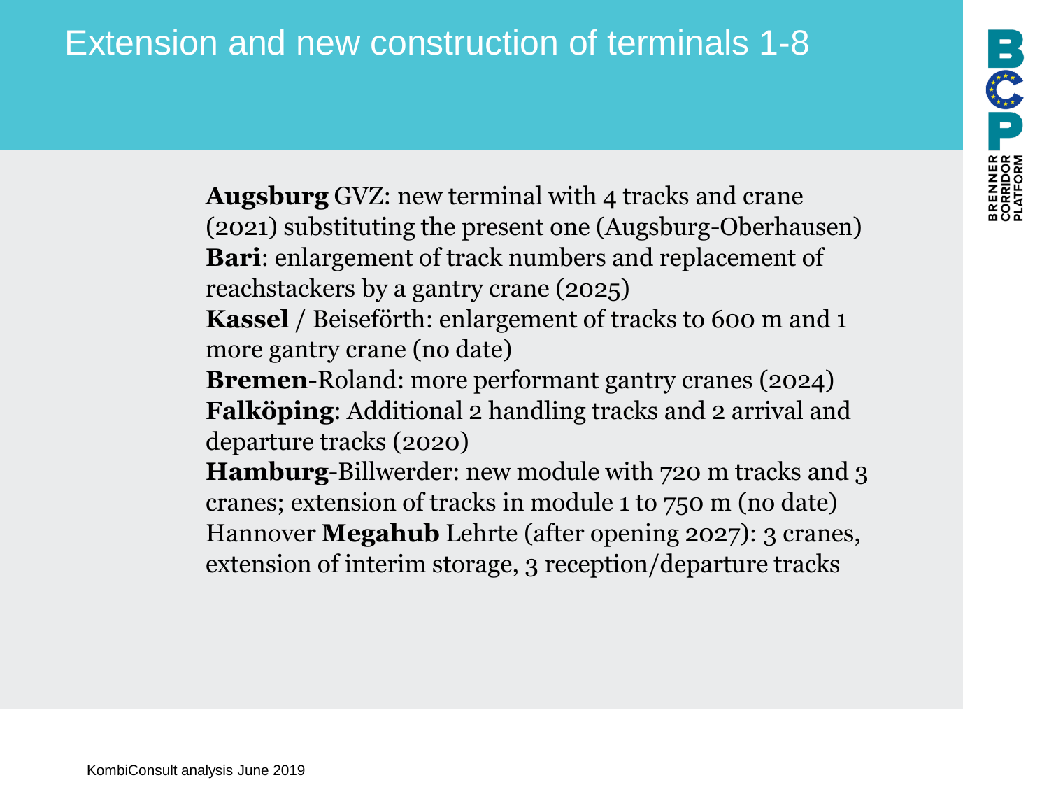# Extension and new construction of terminals 1-8

**Augsburg** GVZ: new terminal with 4 tracks and crane (2021) substituting the present one (Augsburg-Oberhausen)
**Bari**: enlargement of track numbers and replacement of reachstackers by a gantry crane (2025)
**Kassel** / Beiseförth: enlargement of tracks to 600 m and 1 more gantry crane (no date)
**Bremen**-Roland: more performant gantry cranes (2024)
**Falköping**: Additional 2 handling tracks and 2 arrival and departure tracks (2020)
**Hamburg**-Billwerder: new module with 720 m tracks and 3 cranes; extension of tracks in module 1 to 750 m (no date)
Hannover **Megahub** Lehrte (after opening 2027): 3 cranes, extension of interim storage, 3 reception/departure tracks

KombiConsult analysis June 2019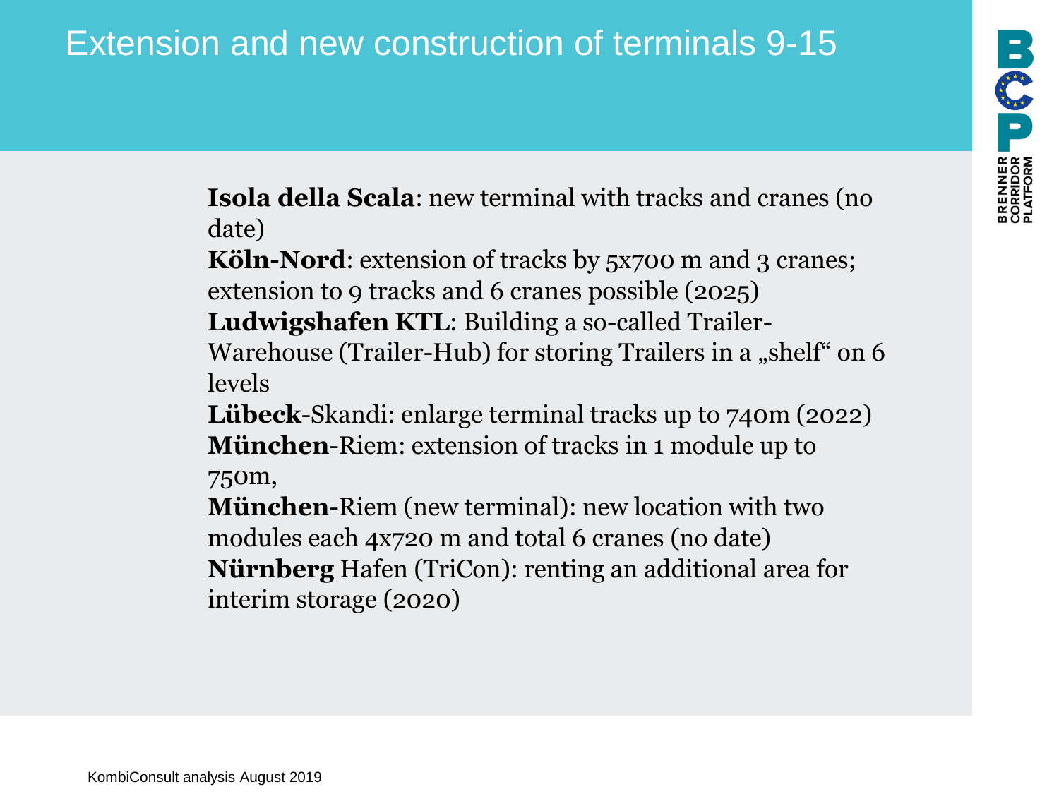# Extension and new construction of terminals 9-15

**Isola della Scala**: new terminal with tracks and cranes (no date)

**Köln-Nord**: extension of tracks by 5x700 m and 3 cranes; extension to 9 tracks and 6 cranes possible (2025)

**Ludwigshafen KTL**: Building a so-called Trailer-Warehouse (Trailer-Hub) for storing Trailers in a „shelf" on 6 levels

**Lübeck**-Skandi: enlarge terminal tracks up to 740m (2022)

**München**-Riem: extension of tracks in 1 module up to 750m,

**München**-Riem (new terminal): new location with two modules each 4x720 m and total 6 cranes (no date)

**Nürnberg** Hafen (TriCon): renting an additional area for interim storage (2020)

KombiConsult analysis August 2019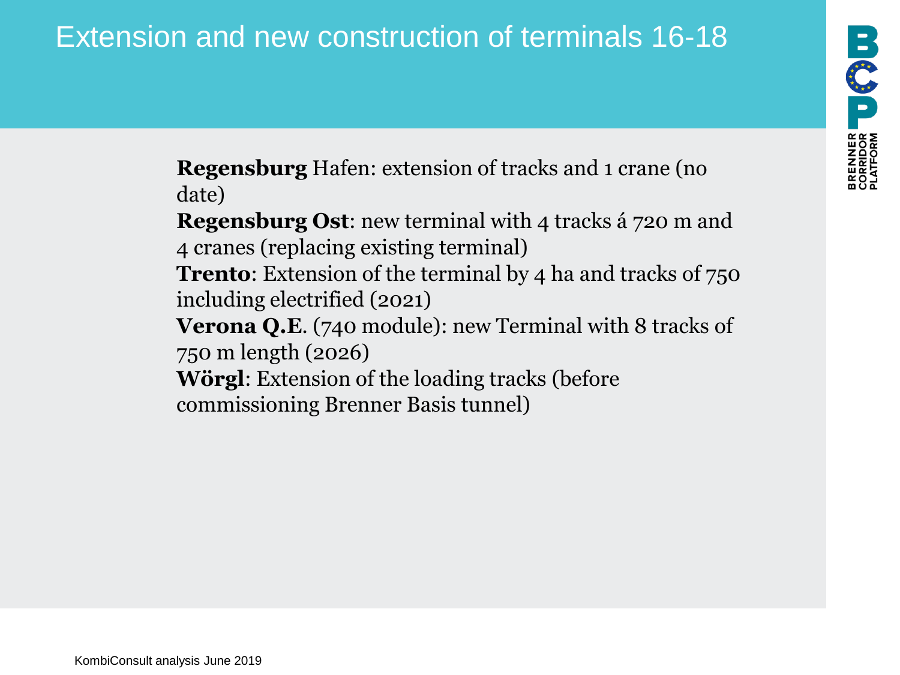# Extension and new construction of terminals 16-18

**Regensburg** Hafen: extension of tracks and 1 crane (no date)

**Regensburg Ost**: new terminal with 4 tracks á 720 m and 4 cranes (replacing existing terminal)

**Trento**: Extension of the terminal by 4 ha and tracks of 750 including electrified (2021)

**Verona Q.E**. (740 module): new Terminal with 8 tracks of 750 m length (2026)

**Wörgl**: Extension of the loading tracks (before commissioning Brenner Basis tunnel)

KombiConsult analysis June 2019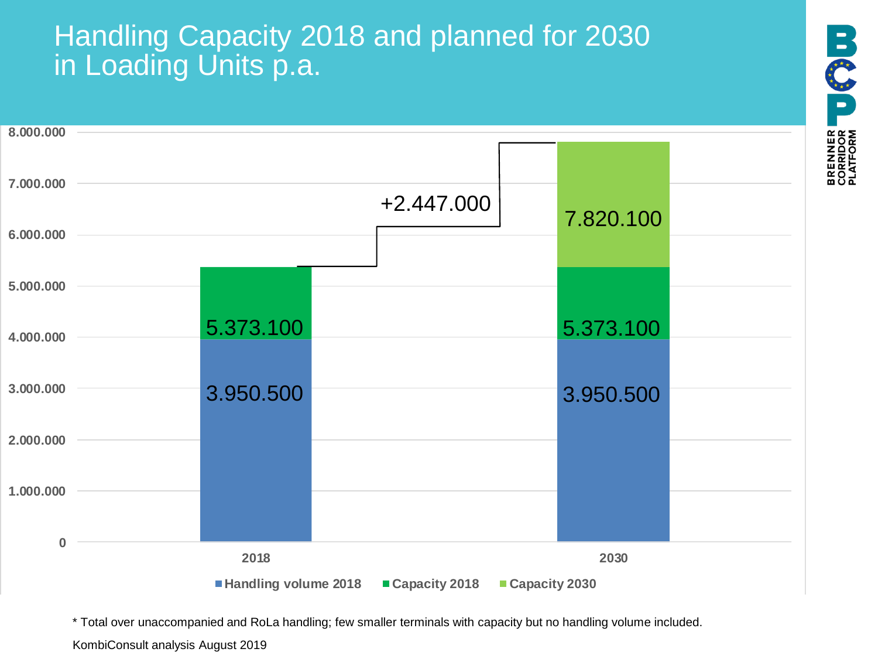# Handling Capacity 2018 and planned for 2030 in Loading Units p.a.

| | Handling volume 2018 | Capacity 2018 | Capacity 2030 |
|---|---|---|---|
| 2018 | 3.950.500 | 5.373.100 | |
| 2030 | 3.950.500 | 5.373.100 | 7.820.100 |

+2.447.000

* Total over unaccompanied and RoLa handling; few smaller terminals with capacity but no handling volume included.

KombiConsult analysis August 2019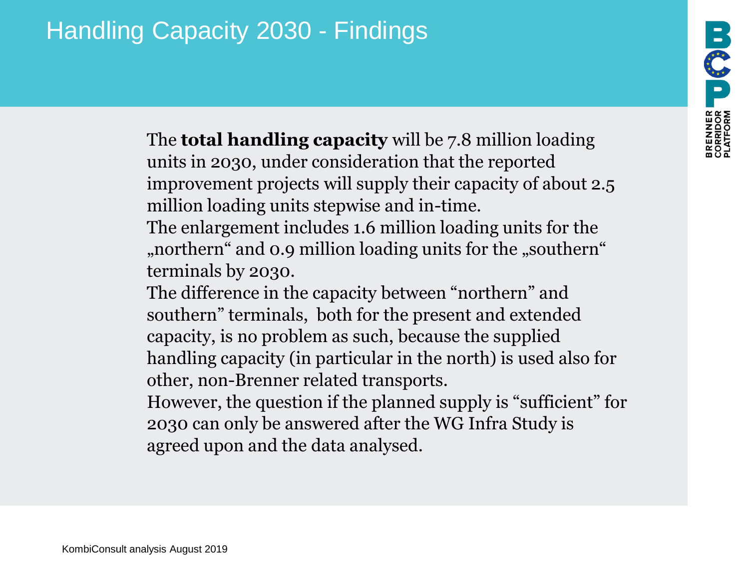# Handling Capacity 2030 - Findings

The **total handling capacity** will be 7.8 million loading units in 2030, under consideration that the reported improvement projects will supply their capacity of about 2.5 million loading units stepwise and in-time.
The enlargement includes 1.6 million loading units for the „northern“ and 0.9 million loading units for the „southern“ terminals by 2030.
The difference in the capacity between “northern” and southern” terminals, both for the present and extended capacity, is no problem as such, because the supplied handling capacity (in particular in the north) is used also for other, non-Brenner related transports.
However, the question if the planned supply is “sufficient” for 2030 can only be answered after the WG Infra Study is agreed upon and the data analysed.

KombiConsult analysis August 2019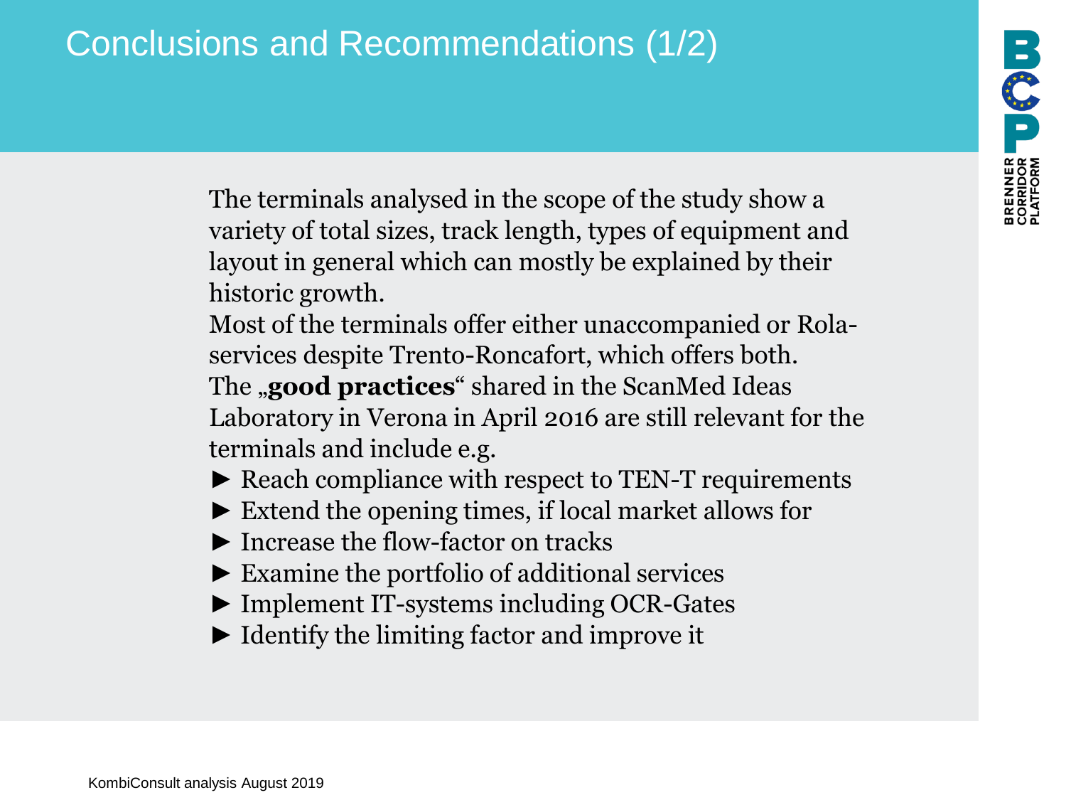# Conclusions and Recommendations (1/2)

The terminals analysed in the scope of the study show a variety of total sizes, track length, types of equipment and layout in general which can mostly be explained by their historic growth.

Most of the terminals offer either unaccompanied or Rola-services despite Trento-Roncafort, which offers both.

The „**good practices**“ shared in the ScanMed Ideas Laboratory in Verona in April 2016 are still relevant for the terminals and include e.g.

- Reach compliance with respect to TEN-T requirements
- Extend the opening times, if local market allows for
- Increase the flow-factor on tracks
- Examine the portfolio of additional services
- Implement IT-systems including OCR-Gates
- Identify the limiting factor and improve it

KombiConsult analysis August 2019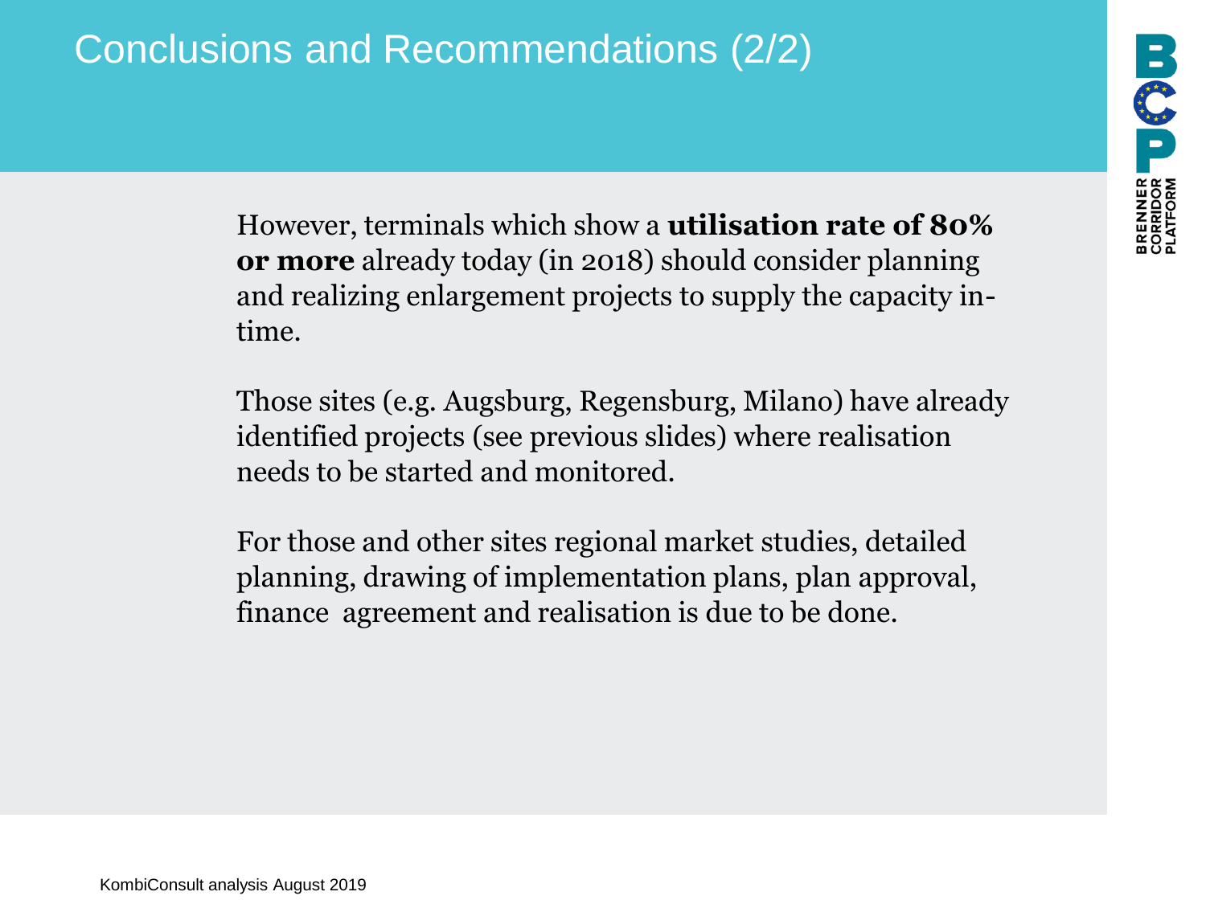# Conclusions and Recommendations (2/2)

However, terminals which show a **utilisation rate of 80% or more** already today (in 2018) should consider planning and realizing enlargement projects to supply the capacity in-time.

Those sites (e.g. Augsburg, Regensburg, Milano) have already identified projects (see previous slides) where realisation needs to be started and monitored.

For those and other sites regional market studies, detailed planning, drawing of implementation plans, plan approval, finance agreement and realisation is due to be done.

KombiConsult analysis August 2019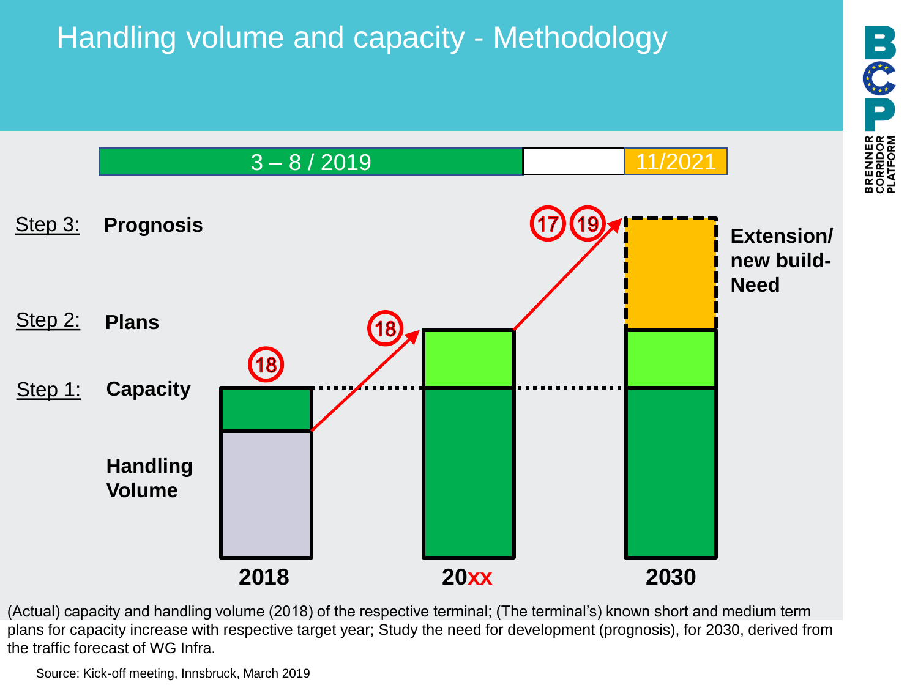# Handling volume and capacity - Methodology

3 – 8 / 2019 | 11/2021

Step 3: **Prognosis**

Step 2: **Plans**

Step 1: **Capacity**

**Handling Volume**

18 | 18 | 17 | 19

**Extension/ new build-Need**

**2018** | **20xx** | **2030**

(Actual) capacity and handling volume (2018) of the respective terminal; (The terminal's) known short and medium term plans for capacity increase with respective target year; Study the need for development (prognosis), for 2030, derived from the traffic forecast of WG Infra.

Source: Kick-off meeting, Innsbruck, March 2019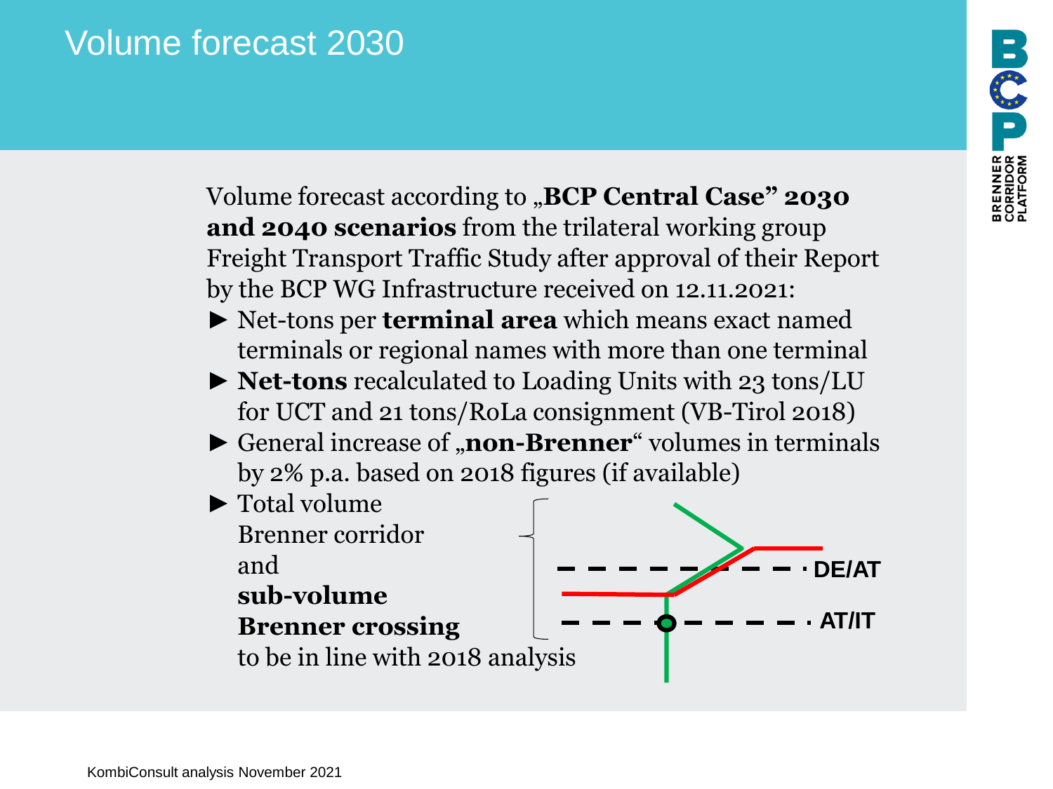# Volume forecast 2030

Volume forecast according to „**BCP Central Case" 2030 and 2040 scenarios** from the trilateral working group Freight Transport Traffic Study after approval of their Report by the BCP WG Infrastructure received on 12.11.2021:

- ► Net-tons per **terminal area** which means exact named terminals or regional names with more than one terminal
- ► **Net-tons** recalculated to Loading Units with 23 tons/LU for UCT and 21 tons/RoLa consignment (VB-Tirol 2018)
- ► General increase of „**non-Brenner**" volumes in terminals by 2% p.a. based on 2018 figures (if available)
- ► Total volume Brenner corridor and **sub-volume Brenner crossing** to be in line with 2018 analysis

DE/AT

AT/IT

KombiConsult analysis November 2021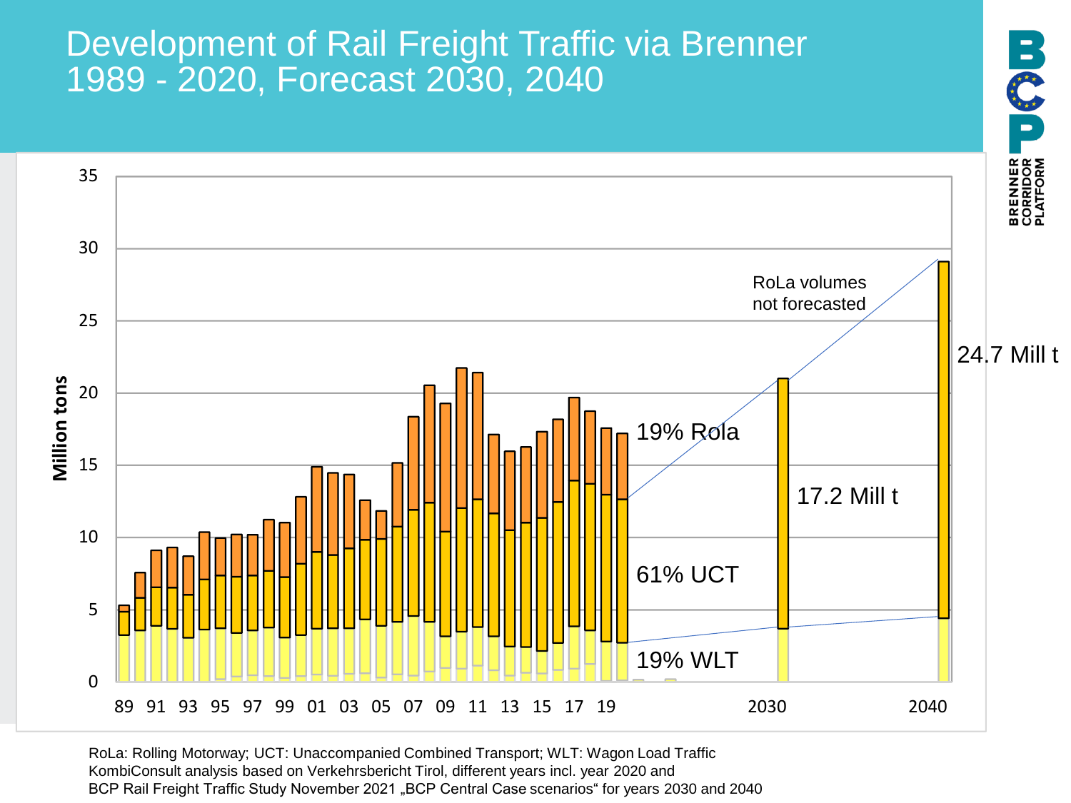# Development of Rail Freight Traffic via Brenner 1989 - 2020, Forecast 2030, 2040

Million tons

35
30
25
20
15
10
5
0

89 91 93 95 97 99 01 03 05 07 09 11 13 15 17 19 2030 2040

RoLa volumes not forecasted

24.7 Mill t

19% Rola

17.2 Mill t

61% UCT

19% WLT

RoLa: Rolling Motorway; UCT: Unaccompanied Combined Transport; WLT: Wagon Load Traffic
KombiConsult analysis based on Verkehrsbericht Tirol, different years incl. year 2020 and
BCP Rail Freight Traffic Study November 2021 „BCP Central Case scenarios“ for years 2030 and 2040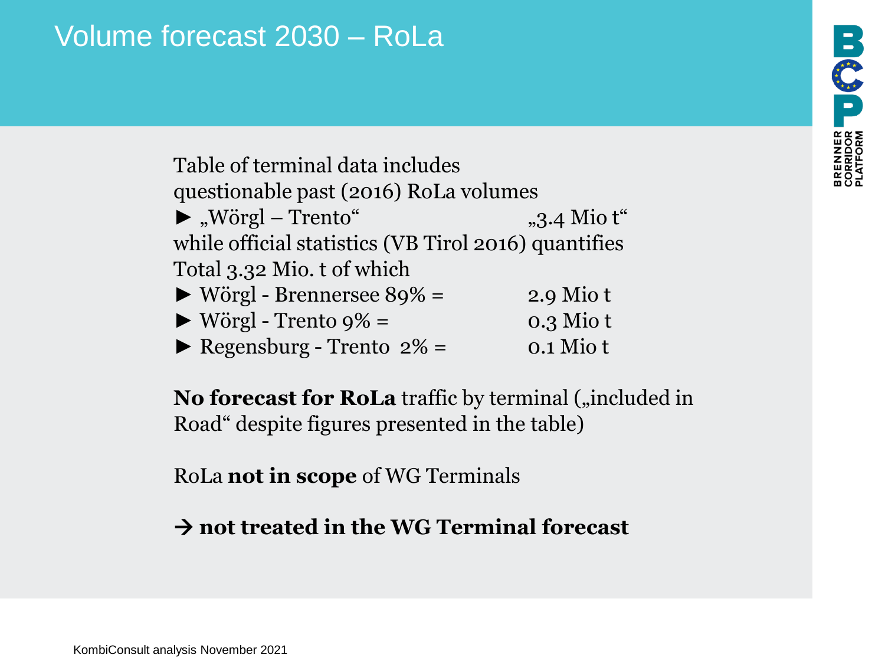# Volume forecast 2030 – RoLa

Table of terminal data includes questionable past (2016) RoLa volumes

► „Wörgl – Trento" „3.4 Mio t"

while official statistics (VB Tirol 2016) quantifies Total 3.32 Mio. t of which

| | |
|---|---|
| ► Wörgl - Brennersee 89% = | 2.9 Mio t |
| ► Wörgl - Trento 9% = | 0.3 Mio t |
| ► Regensburg - Trento 2% = | 0.1 Mio t |

**No forecast for RoLa** traffic by terminal („included in Road" despite figures presented in the table)

RoLa **not in scope** of WG Terminals

→ **not treated in the WG Terminal forecast**

KombiConsult analysis November 2021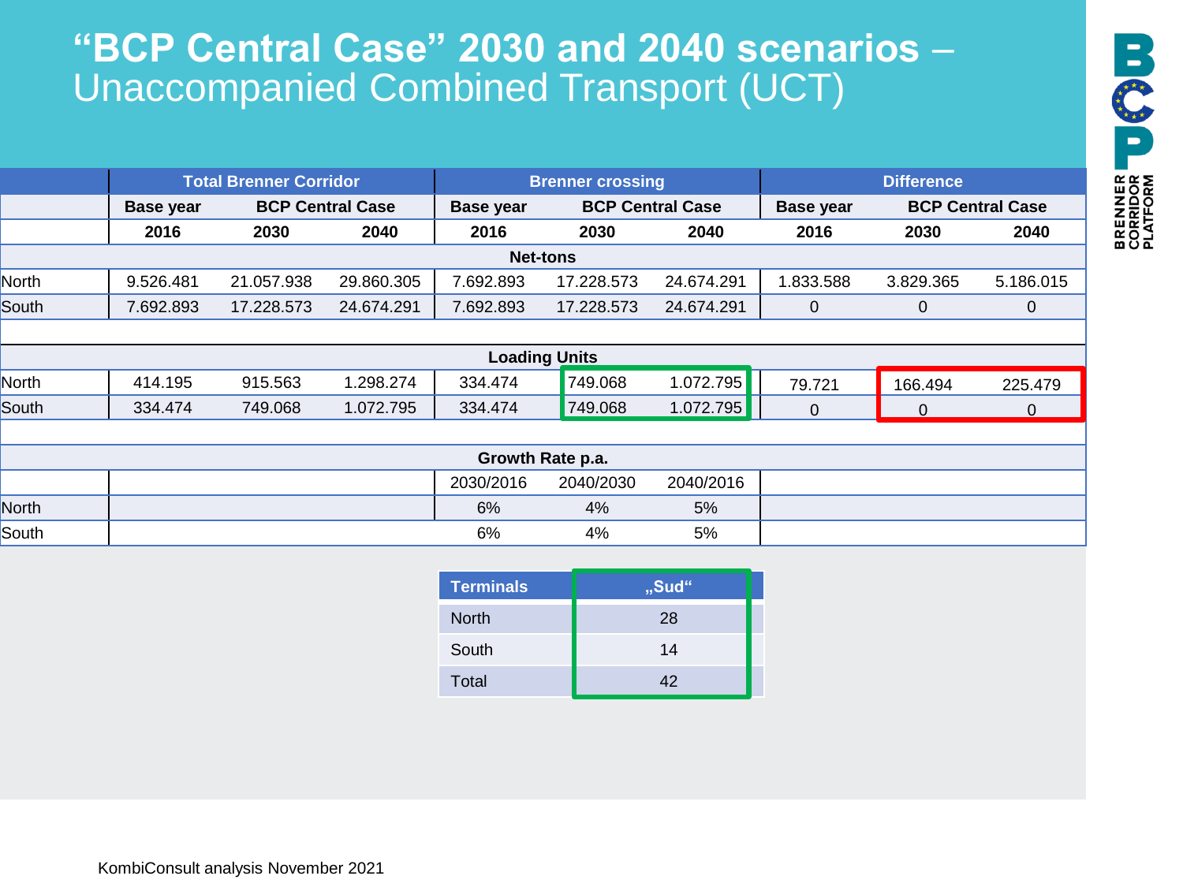# "BCP Central Case" 2030 and 2040 scenarios – Unaccompanied Combined Transport (UCT)

| | Total Brenner Corridor | | | Brenner crossing | | | Difference | | |
|---|---|---|---|---|---|---|---|---|---|
| | Base year | BCP Central Case | | Base year | BCP Central Case | | Base year | BCP Central Case | |
| | 2016 | 2030 | 2040 | 2016 | 2030 | 2040 | 2016 | 2030 | 2040 |
| **Net-tons** | | | | | | | | | |
| North | 9.526.481 | 21.057.938 | 29.860.305 | 7.692.893 | 17.228.573 | 24.674.291 | 1.833.588 | 3.829.365 | 5.186.015 |
| South | 7.692.893 | 17.228.573 | 24.674.291 | 7.692.893 | 17.228.573 | 24.674.291 | 0 | 0 | 0 |
| **Loading Units** | | | | | | | | | |
| North | 414.195 | 915.563 | 1.298.274 | 334.474 | 749.068 | 1.072.795 | 79.721 | 166.494 | 225.479 |
| South | 334.474 | 749.068 | 1.072.795 | 334.474 | 749.068 | 1.072.795 | 0 | 0 | 0 |
| **Growth Rate p.a.** | | | | | | | | | |
| | | | | 2030/2016 | 2040/2030 | 2040/2016 | | | |
| North | | | | 6% | 4% | 5% | | | |
| South | | | | 6% | 4% | 5% | | | |

| Terminals | „Sud“ |
|---|---|
| North | 28 |
| South | 14 |
| Total | 42 |

KombiConsult analysis November 2021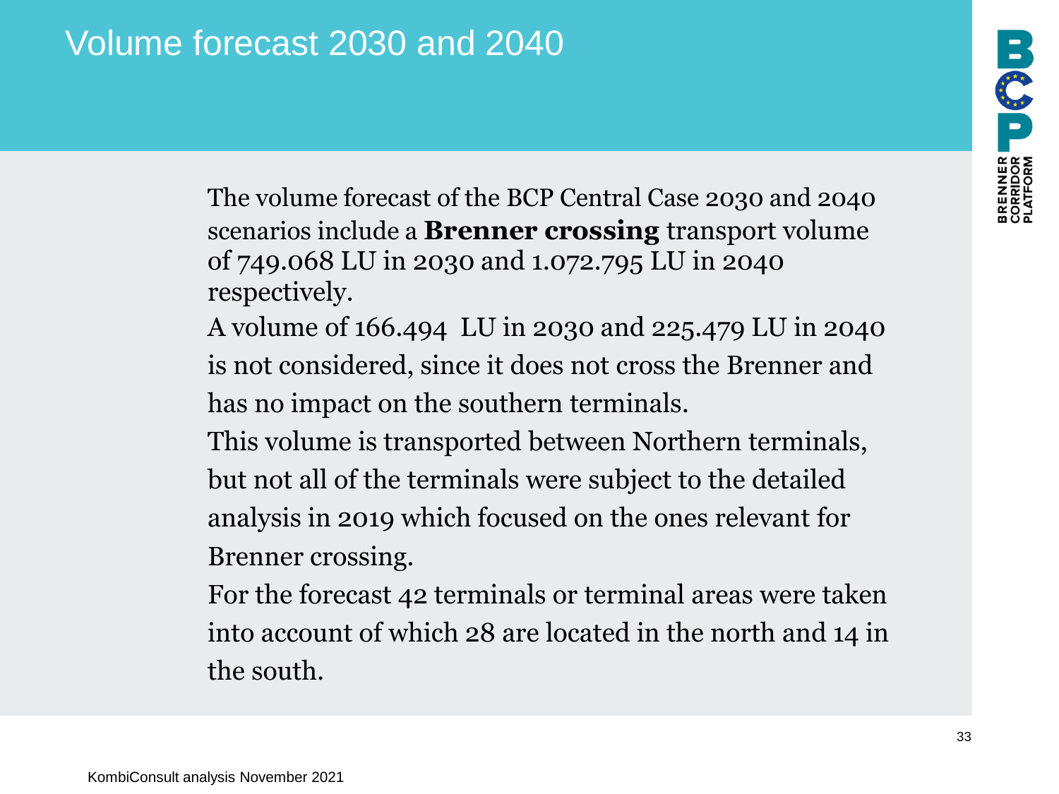# Volume forecast 2030 and 2040

The volume forecast of the BCP Central Case 2030 and 2040 scenarios include a **Brenner crossing** transport volume of 749.068 LU in 2030 and 1.072.795 LU in 2040 respectively.

A volume of 166.494 LU in 2030 and 225.479 LU in 2040 is not considered, since it does not cross the Brenner and has no impact on the southern terminals.

This volume is transported between Northern terminals, but not all of the terminals were subject to the detailed analysis in 2019 which focused on the ones relevant for Brenner crossing.

For the forecast 42 terminals or terminal areas were taken into account of which 28 are located in the north and 14 in the south.

KombiConsult analysis November 2021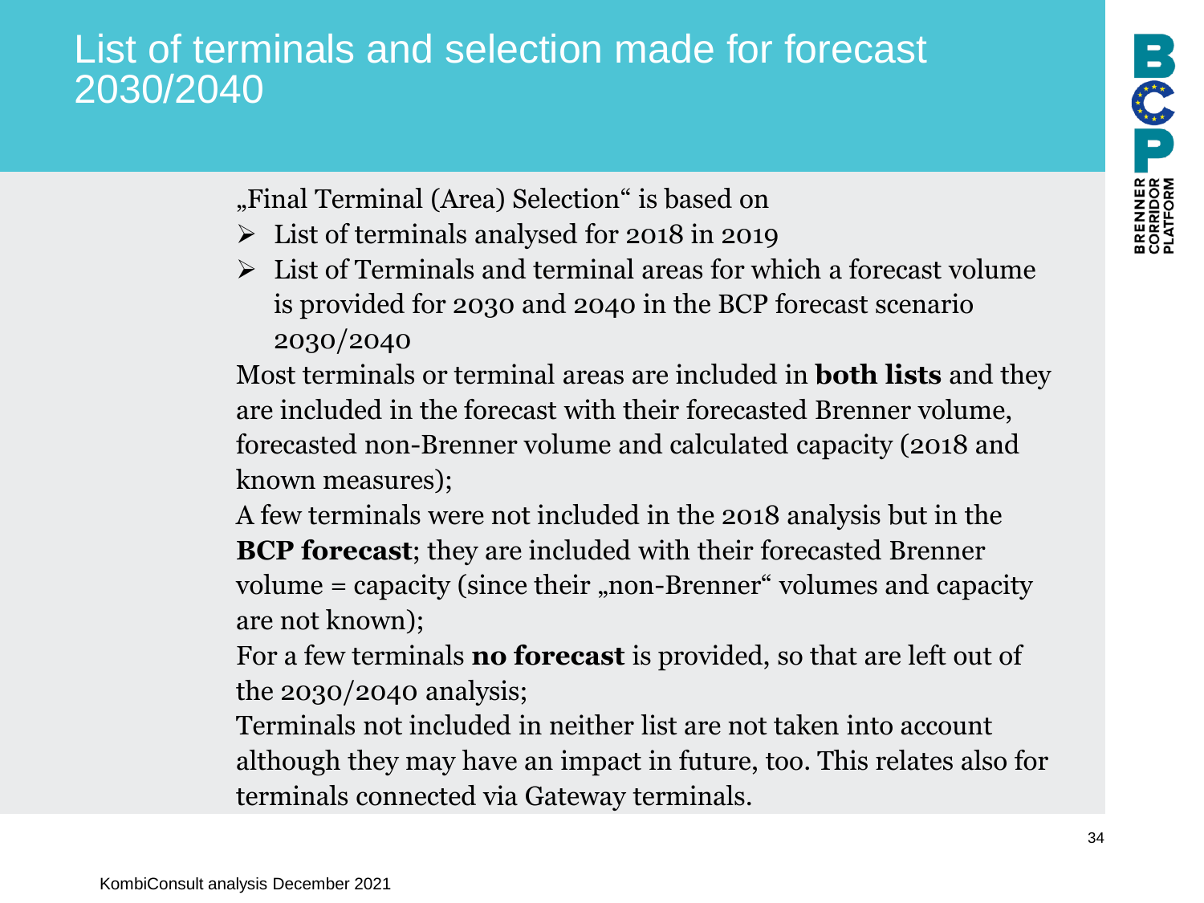# List of terminals and selection made for forecast 2030/2040

„Final Terminal (Area) Selection" is based on

- List of terminals analysed for 2018 in 2019
- List of Terminals and terminal areas for which a forecast volume is provided for 2030 and 2040 in the BCP forecast scenario 2030/2040

Most terminals or terminal areas are included in **both lists** and they are included in the forecast with their forecasted Brenner volume, forecasted non-Brenner volume and calculated capacity (2018 and known measures);

A few terminals were not included in the 2018 analysis but in the **BCP forecast**; they are included with their forecasted Brenner volume = capacity (since their „non-Brenner" volumes and capacity are not known);

For a few terminals **no forecast** is provided, so that are left out of the 2030/2040 analysis;

Terminals not included in neither list are not taken into account although they may have an impact in future, too. This relates also for terminals connected via Gateway terminals.

KombiConsult analysis December 2021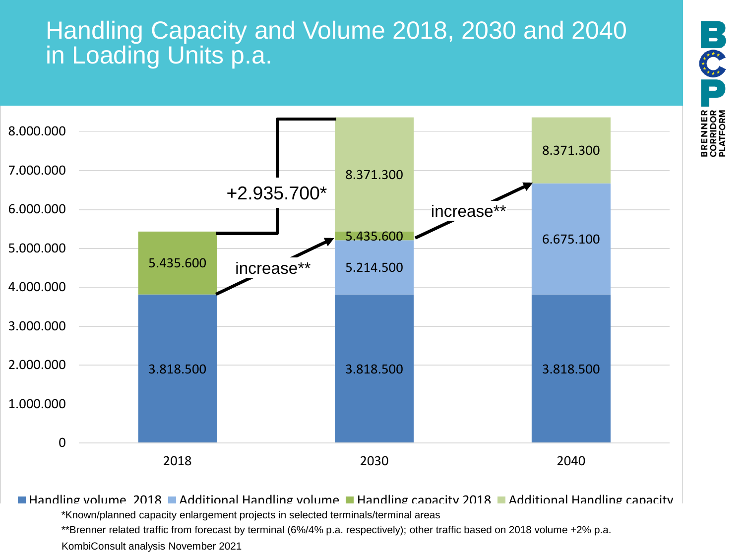# Handling Capacity and Volume 2018, 2030 and 2040 in Loading Units p.a.

| | Handling volume 2018 | Additional Handling volume | Handling capacity 2018 | Additional Handling capacity |
|---|---|---|---|---|
| 2018 | 3.818.500 | | 5.435.600 | |
| 2030 | 3.818.500 | 5.214.500 | 5.435.600 | 8.371.300 |
| 2040 | 3.818.500 | 6.675.100 | | 8.371.300 |

+2.935.700*

increase**

increase**

*Known/planned capacity enlargement projects in selected terminals/terminal areas

**Brenner related traffic from forecast by terminal (6%/4% p.a. respectively); other traffic based on 2018 volume +2% p.a.

KombiConsult analysis November 2021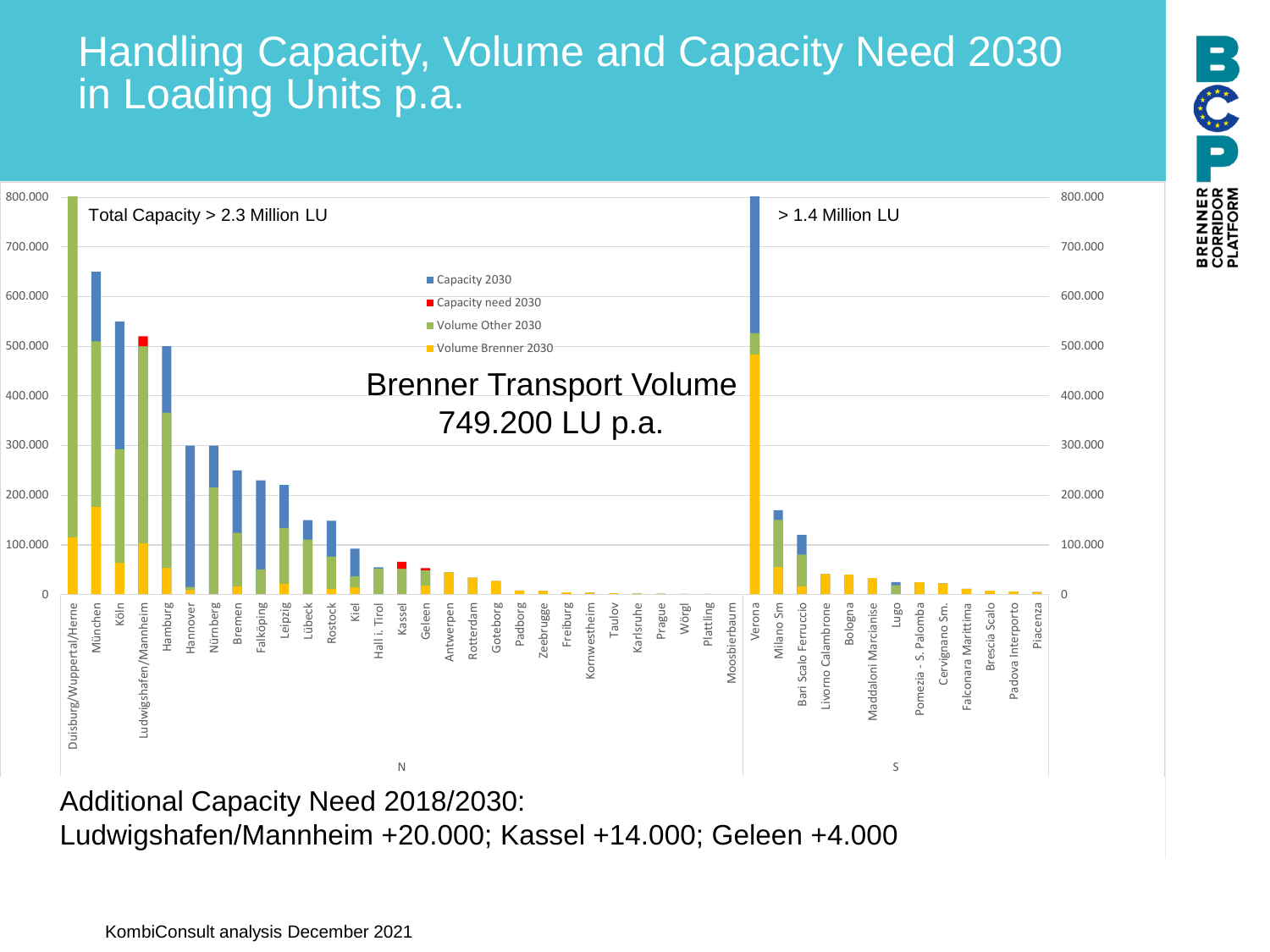# Handling Capacity, Volume and Capacity Need 2030 in Loading Units p.a.

Total Capacity > 2.3 Million LU

> 1.4 Million LU

Brenner Transport Volume 749.200 LU p.a.

Legend: Capacity 2030; Capacity need 2030; Volume Other 2030; Volume Brenner 2030

N: Duisburg/Wuppertal/Herne, München, Köln, Ludwigshafen/Mannheim, Hamburg, Hannover, Nürnberg, Bremen, Falköping, Leipzig, Lübeck, Rostock, Kiel, Hall i. Tirol, Kassel, Geleen, Antwerpen, Rotterdam, Goteborg, Padborg, Zeebrugge, Freiburg, Kornwestheim, Taulov, Karlsruhe, Prague, Wörgl, Plattling, Moosbierbaum

S: Verona, Milano Sm, Bari Scalo Ferruccio, Livorno Calambrone, Bologna, Maddaloni Marcianise, Lugo, Pomezia - S. Palomba, Cervignano Sm., Falconara Marittima, Brescia Scalo, Padova Interporto, Piacenza

Additional Capacity Need 2018/2030:
Ludwigshafen/Mannheim +20.000; Kassel +14.000; Geleen +4.000

KombiConsult analysis December 2021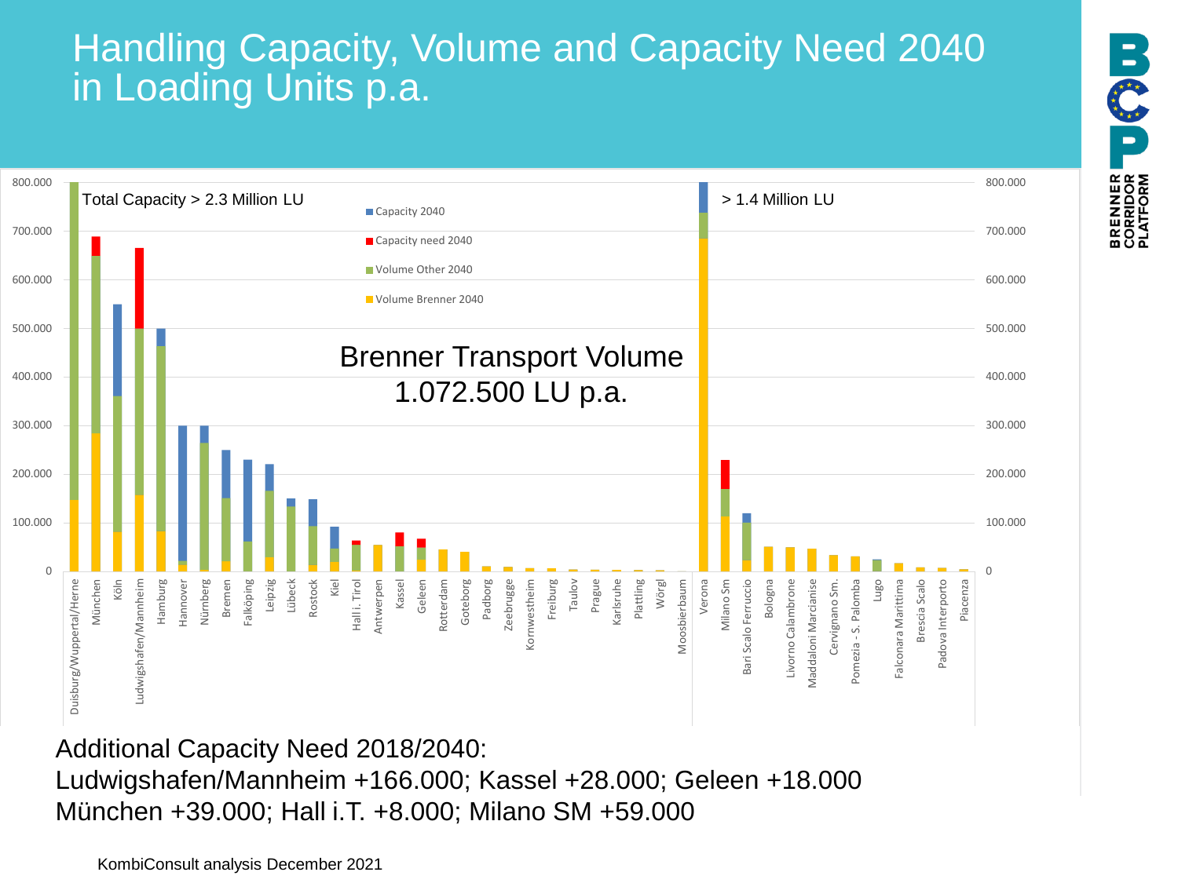# Handling Capacity, Volume and Capacity Need 2040 in Loading Units p.a.

Total Capacity > 2.3 Million LU

> 1.4 Million LU

Capacity 2040

Capacity need 2040

Volume Other 2040

Volume Brenner 2040

Brenner Transport Volume 1.072.500 LU p.a.

Duisburg/Wuppertal/Herne, München, Köln, Ludwigshafen/Mannheim, Hamburg, Hannover, Nürnberg, Bremen, Falköping, Leipzig, Lübeck, Rostock, Kiel, Hall i. Tirol, Antwerpen, Kassel, Geleen, Rotterdam, Goteborg, Padborg, Zeebrugge, Kornwestheim, Freiburg, Taulov, Prague, Karlsruhe, Plattling, Wörgl, Moosbierbaum, Verona, Milano Sm, Bari Scalo Ferruccio, Bologna, Livorno Calambrone, Maddaloni Marcianise, Cervignano Sm., Pomezia - S. Palomba, Lugo, Falconara Marittima, Brescia Scalo, Padova Interporto, Piacenza

Additional Capacity Need 2018/2040:
Ludwigshafen/Mannheim +166.000; Kassel +28.000; Geleen +18.000
München +39.000; Hall i.T. +8.000; Milano SM +59.000

KombiConsult analysis December 2021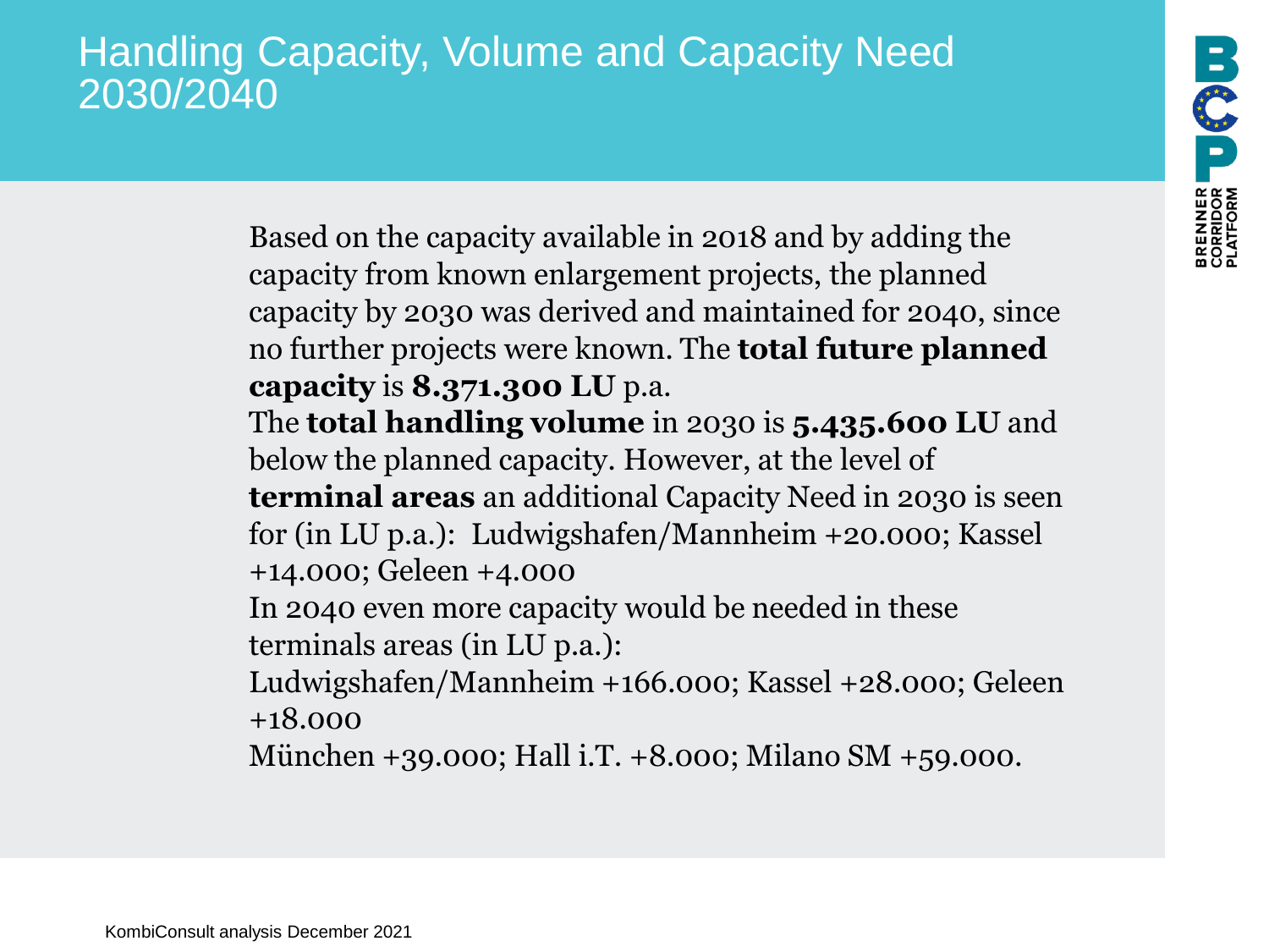# Handling Capacity, Volume and Capacity Need 2030/2040

Based on the capacity available in 2018 and by adding the capacity from known enlargement projects, the planned capacity by 2030 was derived and maintained for 2040, since no further projects were known. The **total future planned capacity** is **8.371.300 LU** p.a.

The **total handling volume** in 2030 is **5.435.600 LU** and below the planned capacity. However, at the level of **terminal areas** an additional Capacity Need in 2030 is seen for (in LU p.a.): Ludwigshafen/Mannheim +20.000; Kassel +14.000; Geleen +4.000

In 2040 even more capacity would be needed in these terminals areas (in LU p.a.):

Ludwigshafen/Mannheim +166.000; Kassel +28.000; Geleen +18.000

München +39.000; Hall i.T. +8.000; Milano SM +59.000.

KombiConsult analysis December 2021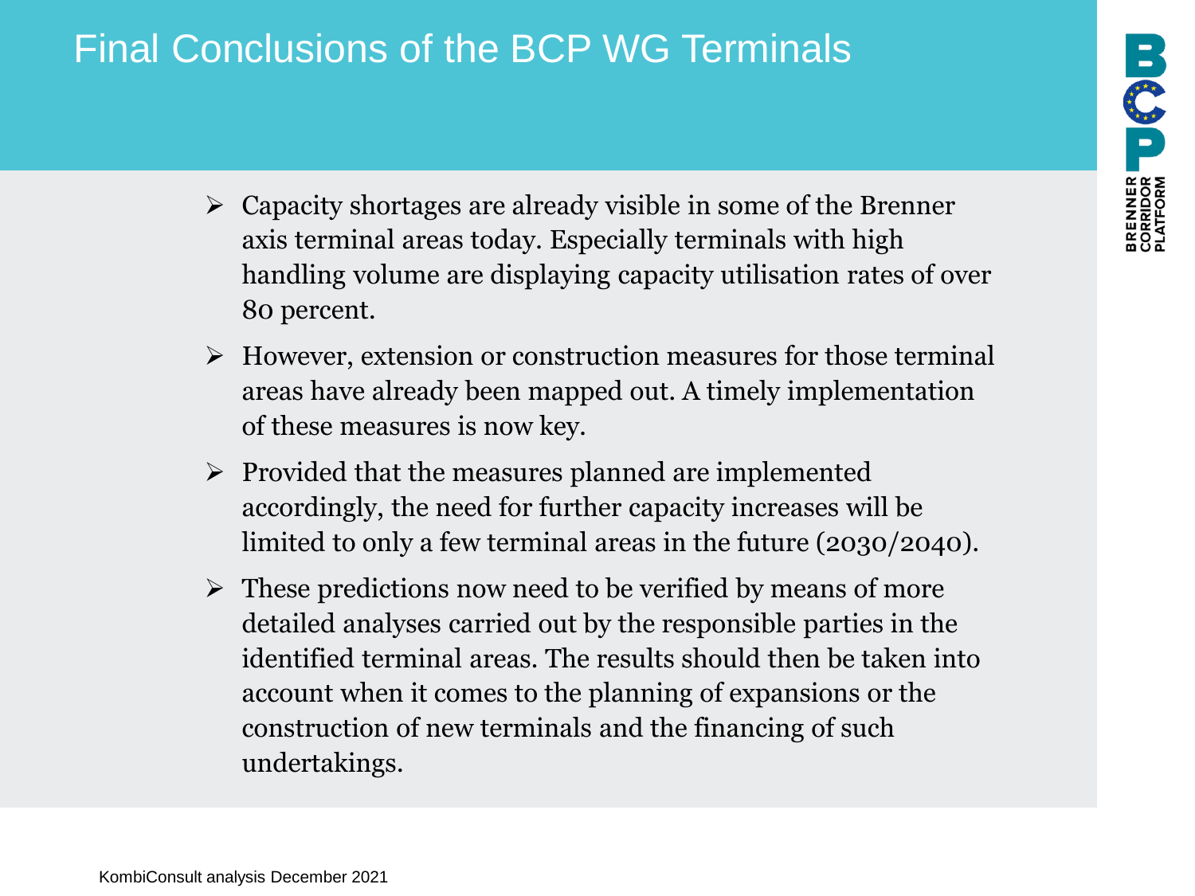# Final Conclusions of the BCP WG Terminals

- Capacity shortages are already visible in some of the Brenner axis terminal areas today. Especially terminals with high handling volume are displaying capacity utilisation rates of over 80 percent.
- However, extension or construction measures for those terminal areas have already been mapped out. A timely implementation of these measures is now key.
- Provided that the measures planned are implemented accordingly, the need for further capacity increases will be limited to only a few terminal areas in the future (2030/2040).
- These predictions now need to be verified by means of more detailed analyses carried out by the responsible parties in the identified terminal areas. The results should then be taken into account when it comes to the planning of expansions or the construction of new terminals and the financing of such undertakings.

KombiConsult analysis December 2021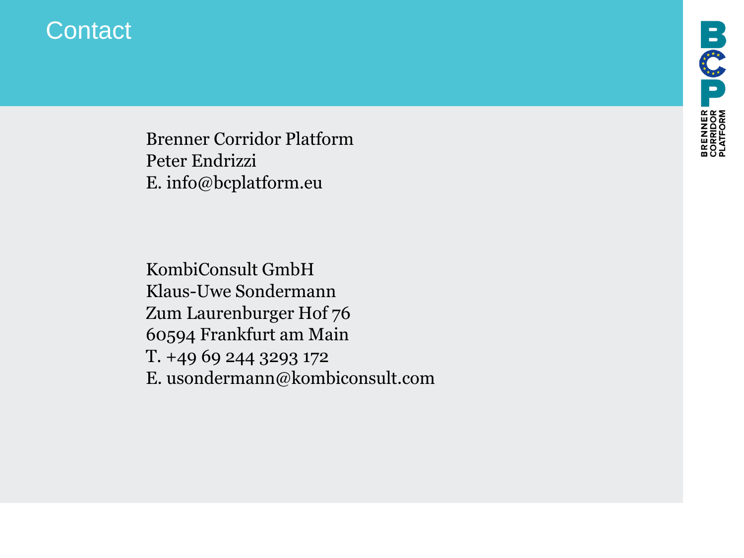# Contact

Brenner Corridor Platform
Peter Endrizzi
E. info@bcplatform.eu

KombiConsult GmbH
Klaus-Uwe Sondermann
Zum Laurenburger Hof 76
60594 Frankfurt am Main
T. +49 69 244 3293 172
E. usondermann@kombiconsult.com